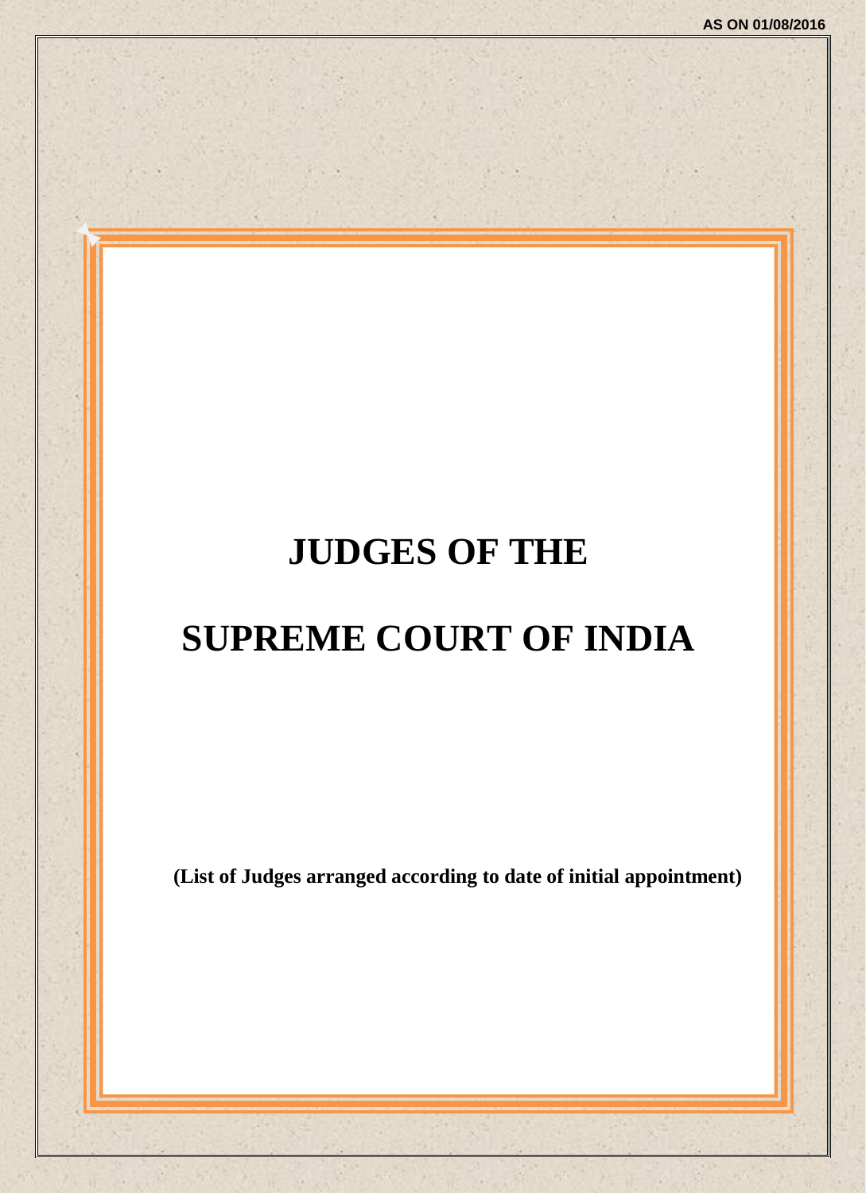AS ON 01/08/2016

# JUDGES OF THE

# SUPREME COURT OF INDIA

**(List of Judges arranged according to date of initial appointment)**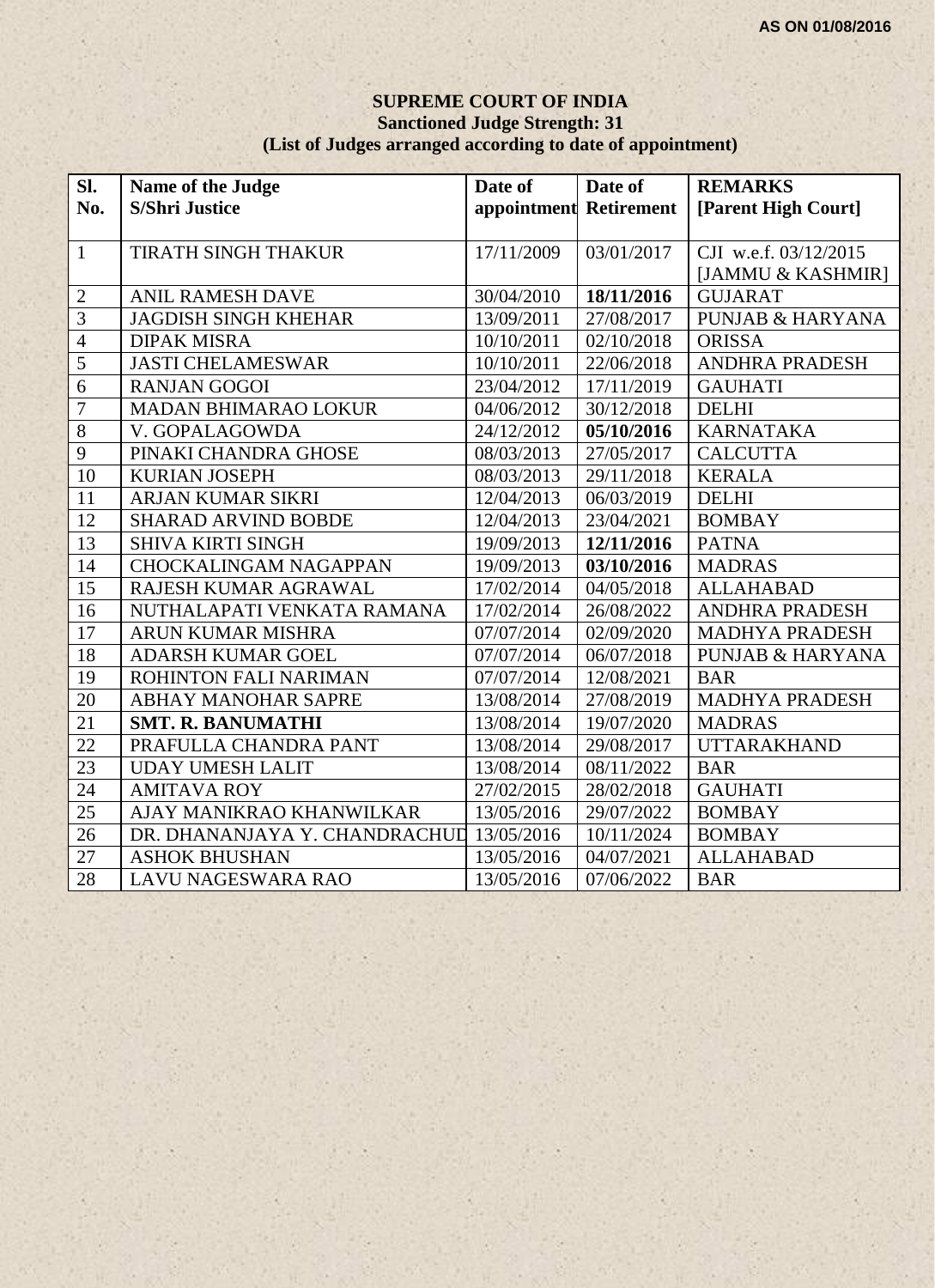AS ON 01/08/2016

**SUPREME COURT OF INDIA**
**Sanctioned Judge Strength: 31**
**(List of Judges arranged according to date of appointment)**

| Sl. No. | Name of the Judge S/Shri Justice | Date of appointment | Date of Retirement | REMARKS [Parent High Court] |
|---|---|---|---|---|
| 1 | TIRATH SINGH THAKUR | 17/11/2009 | 03/01/2017 | CJI w.e.f. 03/12/2015 [JAMMU & KASHMIR] |
| 2 | ANIL RAMESH DAVE | 30/04/2010 | **18/11/2016** | GUJARAT |
| 3 | JAGDISH SINGH KHEHAR | 13/09/2011 | 27/08/2017 | PUNJAB & HARYANA |
| 4 | DIPAK MISRA | 10/10/2011 | 02/10/2018 | ORISSA |
| 5 | JASTI CHELAMESWAR | 10/10/2011 | 22/06/2018 | ANDHRA PRADESH |
| 6 | RANJAN GOGOI | 23/04/2012 | 17/11/2019 | GAUHATI |
| 7 | MADAN BHIMARAO LOKUR | 04/06/2012 | 30/12/2018 | DELHI |
| 8 | V. GOPALAGOWDA | 24/12/2012 | **05/10/2016** | KARNATAKA |
| 9 | PINAKI CHANDRA GHOSE | 08/03/2013 | 27/05/2017 | CALCUTTA |
| 10 | KURIAN JOSEPH | 08/03/2013 | 29/11/2018 | KERALA |
| 11 | ARJAN KUMAR SIKRI | 12/04/2013 | 06/03/2019 | DELHI |
| 12 | SHARAD ARVIND BOBDE | 12/04/2013 | 23/04/2021 | BOMBAY |
| 13 | SHIVA KIRTI SINGH | 19/09/2013 | **12/11/2016** | PATNA |
| 14 | CHOCKALINGAM NAGAPPAN | 19/09/2013 | **03/10/2016** | MADRAS |
| 15 | RAJESH KUMAR AGRAWAL | 17/02/2014 | 04/05/2018 | ALLAHABAD |
| 16 | NUTHALAPATI VENKATA RAMANA | 17/02/2014 | 26/08/2022 | ANDHRA PRADESH |
| 17 | ARUN KUMAR MISHRA | 07/07/2014 | 02/09/2020 | MADHYA PRADESH |
| 18 | ADARSH KUMAR GOEL | 07/07/2014 | 06/07/2018 | PUNJAB & HARYANA |
| 19 | ROHINTON FALI NARIMAN | 07/07/2014 | 12/08/2021 | BAR |
| 20 | ABHAY MANOHAR SAPRE | 13/08/2014 | 27/08/2019 | MADHYA PRADESH |
| 21 | **SMT. R. BANUMATHI** | 13/08/2014 | 19/07/2020 | MADRAS |
| 22 | PRAFULLA CHANDRA PANT | 13/08/2014 | 29/08/2017 | UTTARAKHAND |
| 23 | UDAY UMESH LALIT | 13/08/2014 | 08/11/2022 | BAR |
| 24 | AMITAVA ROY | 27/02/2015 | 28/02/2018 | GAUHATI |
| 25 | AJAY MANIKRAO KHANWILKAR | 13/05/2016 | 29/07/2022 | BOMBAY |
| 26 | DR. DHANANJAYA Y. CHANDRACHUD | 13/05/2016 | 10/11/2024 | BOMBAY |
| 27 | ASHOK BHUSHAN | 13/05/2016 | 04/07/2021 | ALLAHABAD |
| 28 | LAVU NAGESWARA RAO | 13/05/2016 | 07/06/2022 | BAR |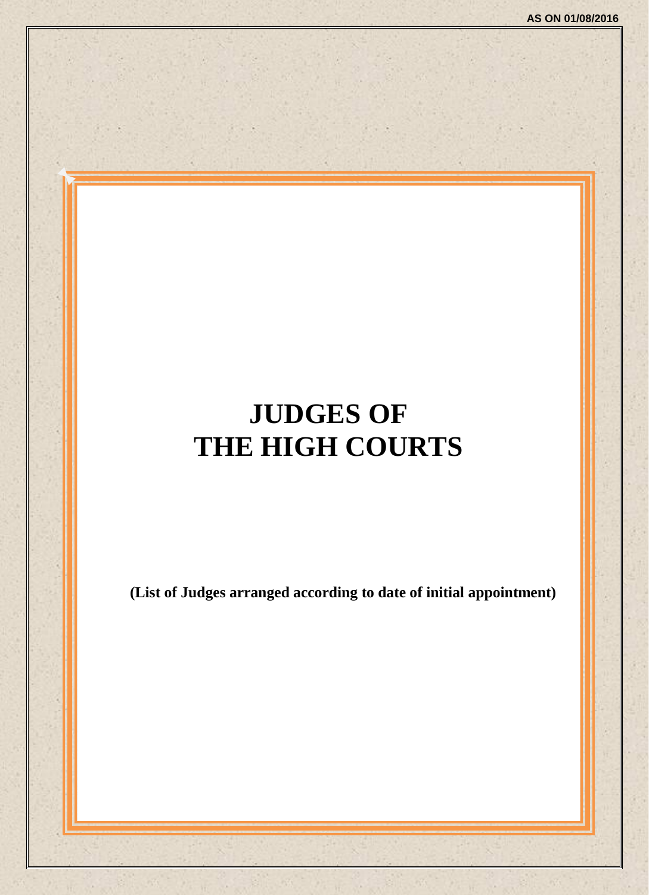AS ON 01/08/2016

# JUDGES OF THE HIGH COURTS

**(List of Judges arranged according to date of initial appointment)**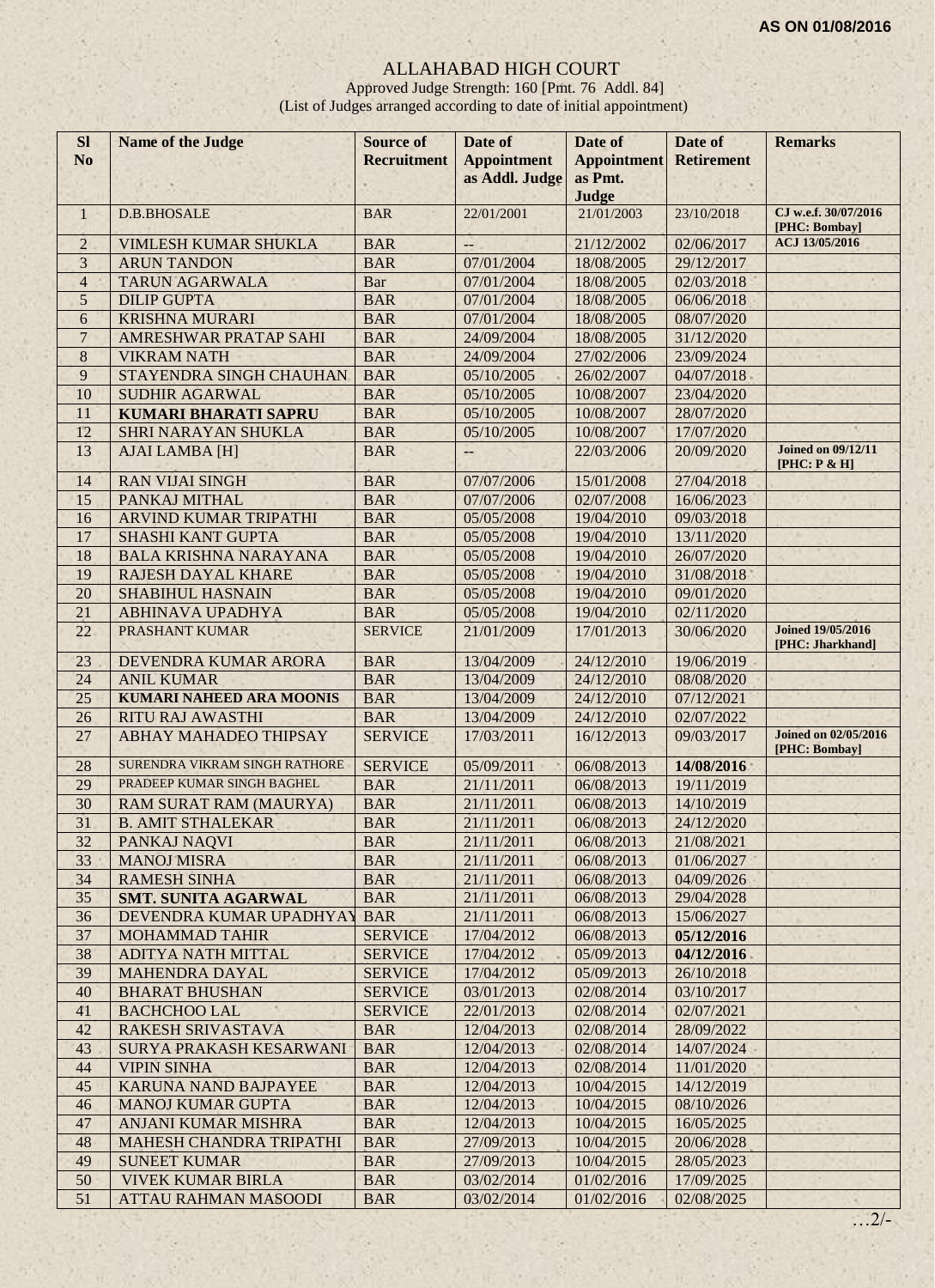**AS ON 01/08/2016**

# ALLAHABAD HIGH COURT

Approved Judge Strength: 160 [Pmt. 76 Addl. 84]

(List of Judges arranged according to date of initial appointment)

| Sl No | Name of the Judge | Source of Recruitment | Date of Appointment as Addl. Judge | Date of Appointment as Pmt. Judge | Date of Retirement | Remarks |
|---|---|---|---|---|---|---|
| 1 | D.B.BHOSALE | BAR | 22/01/2001 | 21/01/2003 | 23/10/2018 | CJ w.e.f. 30/07/2016 [PHC: Bombay] |
| 2 | VIMLESH KUMAR SHUKLA | BAR | -- | 21/12/2002 | 02/06/2017 | ACJ 13/05/2016 |
| 3 | ARUN TANDON | BAR | 07/01/2004 | 18/08/2005 | 29/12/2017 | |
| 4 | TARUN AGARWALA | Bar | 07/01/2004 | 18/08/2005 | 02/03/2018 | |
| 5 | DILIP GUPTA | BAR | 07/01/2004 | 18/08/2005 | 06/06/2018 | |
| 6 | KRISHNA MURARI | BAR | 07/01/2004 | 18/08/2005 | 08/07/2020 | |
| 7 | AMRESHWAR PRATAP SAHI | BAR | 24/09/2004 | 18/08/2005 | 31/12/2020 | |
| 8 | VIKRAM NATH | BAR | 24/09/2004 | 27/02/2006 | 23/09/2024 | |
| 9 | STAYENDRA SINGH CHAUHAN | BAR | 05/10/2005 | 26/02/2007 | 04/07/2018 | |
| 10 | SUDHIR AGARWAL | BAR | 05/10/2005 | 10/08/2007 | 23/04/2020 | |
| 11 | **KUMARI BHARATI SAPRU** | BAR | 05/10/2005 | 10/08/2007 | 28/07/2020 | |
| 12 | SHRI NARAYAN SHUKLA | BAR | 05/10/2005 | 10/08/2007 | 17/07/2020 | |
| 13 | AJAI LAMBA [H] | BAR | -- | 22/03/2006 | 20/09/2020 | Joined on 09/12/11 [PHC: P & H] |
| 14 | RAN VIJAI SINGH | BAR | 07/07/2006 | 15/01/2008 | 27/04/2018 | |
| 15 | PANKAJ MITHAL | BAR | 07/07/2006 | 02/07/2008 | 16/06/2023 | |
| 16 | ARVIND KUMAR TRIPATHI | BAR | 05/05/2008 | 19/04/2010 | 09/03/2018 | |
| 17 | SHASHI KANT GUPTA | BAR | 05/05/2008 | 19/04/2010 | 13/11/2020 | |
| 18 | BALA KRISHNA NARAYANA | BAR | 05/05/2008 | 19/04/2010 | 26/07/2020 | |
| 19 | RAJESH DAYAL KHARE | BAR | 05/05/2008 | 19/04/2010 | 31/08/2018 | |
| 20 | SHABIHUL HASNAIN | BAR | 05/05/2008 | 19/04/2010 | 09/01/2020 | |
| 21 | ABHINAVA UPADHYA | BAR | 05/05/2008 | 19/04/2010 | 02/11/2020 | |
| 22 | PRASHANT KUMAR | SERVICE | 21/01/2009 | 17/01/2013 | 30/06/2020 | Joined 19/05/2016 [PHC: Jharkhand] |
| 23 | DEVENDRA KUMAR ARORA | BAR | 13/04/2009 | 24/12/2010 | 19/06/2019 | |
| 24 | ANIL KUMAR | BAR | 13/04/2009 | 24/12/2010 | 08/08/2020 | |
| 25 | **KUMARI NAHEED ARA MOONIS** | BAR | 13/04/2009 | 24/12/2010 | 07/12/2021 | |
| 26 | RITU RAJ AWASTHI | BAR | 13/04/2009 | 24/12/2010 | 02/07/2022 | |
| 27 | ABHAY MAHADEO THIPSAY | SERVICE | 17/03/2011 | 16/12/2013 | 09/03/2017 | Joined on 02/05/2016 [PHC: Bombay] |
| 28 | SURENDRA VIKRAM SINGH RATHORE | SERVICE | 05/09/2011 | 06/08/2013 | **14/08/2016** | |
| 29 | PRADEEP KUMAR SINGH BAGHEL | BAR | 21/11/2011 | 06/08/2013 | 19/11/2019 | |
| 30 | RAM SURAT RAM (MAURYA) | BAR | 21/11/2011 | 06/08/2013 | 14/10/2019 | |
| 31 | B. AMIT STHALEKAR | BAR | 21/11/2011 | 06/08/2013 | 24/12/2020 | |
| 32 | PANKAJ NAQVI | BAR | 21/11/2011 | 06/08/2013 | 21/08/2021 | |
| 33 | MANOJ MISRA | BAR | 21/11/2011 | 06/08/2013 | 01/06/2027 | |
| 34 | RAMESH SINHA | BAR | 21/11/2011 | 06/08/2013 | 04/09/2026 | |
| 35 | **SMT. SUNITA AGARWAL** | BAR | 21/11/2011 | 06/08/2013 | 29/04/2028 | |
| 36 | DEVENDRA KUMAR UPADHYAY | BAR | 21/11/2011 | 06/08/2013 | 15/06/2027 | |
| 37 | MOHAMMAD TAHIR | SERVICE | 17/04/2012 | 06/08/2013 | **05/12/2016** | |
| 38 | ADITYA NATH MITTAL | SERVICE | 17/04/2012 | 05/09/2013 | **04/12/2016** | |
| 39 | MAHENDRA DAYAL | SERVICE | 17/04/2012 | 05/09/2013 | 26/10/2018 | |
| 40 | BHARAT BHUSHAN | SERVICE | 03/01/2013 | 02/08/2014 | 03/10/2017 | |
| 41 | BACHCHOO LAL | SERVICE | 22/01/2013 | 02/08/2014 | 02/07/2021 | |
| 42 | RAKESH SRIVASTAVA | BAR | 12/04/2013 | 02/08/2014 | 28/09/2022 | |
| 43 | SURYA PRAKASH KESARWANI | BAR | 12/04/2013 | 02/08/2014 | 14/07/2024 | |
| 44 | VIPIN SINHA | BAR | 12/04/2013 | 02/08/2014 | 11/01/2020 | |
| 45 | KARUNA NAND BAJPAYEE | BAR | 12/04/2013 | 10/04/2015 | 14/12/2019 | |
| 46 | MANOJ KUMAR GUPTA | BAR | 12/04/2013 | 10/04/2015 | 08/10/2026 | |
| 47 | ANJANI KUMAR MISHRA | BAR | 12/04/2013 | 10/04/2015 | 16/05/2025 | |
| 48 | MAHESH CHANDRA TRIPATHI | BAR | 27/09/2013 | 10/04/2015 | 20/06/2028 | |
| 49 | SUNEET KUMAR | BAR | 27/09/2013 | 10/04/2015 | 28/05/2023 | |
| 50 | VIVEK KUMAR BIRLA | BAR | 03/02/2014 | 01/02/2016 | 17/09/2025 | |
| 51 | ATTAU RAHMAN MASOODI | BAR | 03/02/2014 | 01/02/2016 | 02/08/2025 | |

…2/-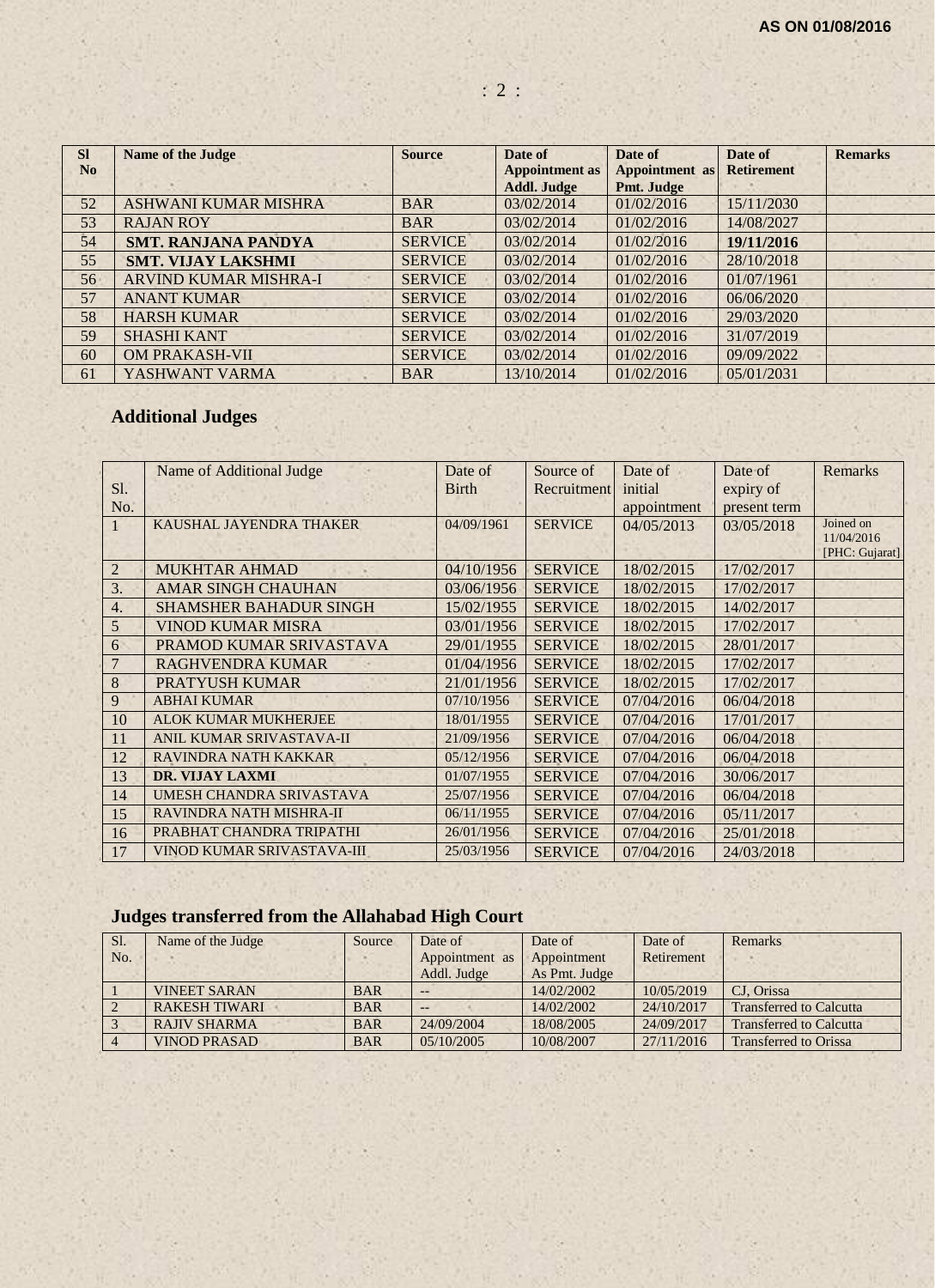AS ON 01/08/2016

| Sl No | Name of the Judge | Source | Date of Appointment as Addl. Judge | Date of Appointment as Pmt. Judge | Date of Retirement | Remarks |
|---|---|---|---|---|---|---|
| 52 | ASHWANI KUMAR MISHRA | BAR | 03/02/2014 | 01/02/2016 | 15/11/2030 | |
| 53 | RAJAN ROY | BAR | 03/02/2014 | 01/02/2016 | 14/08/2027 | |
| 54 | **SMT. RANJANA PANDYA** | SERVICE | 03/02/2014 | 01/02/2016 | **19/11/2016** | |
| 55 | **SMT. VIJAY LAKSHMI** | SERVICE | 03/02/2014 | 01/02/2016 | 28/10/2018 | |
| 56 | ARVIND KUMAR MISHRA-I | SERVICE | 03/02/2014 | 01/02/2016 | 01/07/1961 | |
| 57 | ANANT KUMAR | SERVICE | 03/02/2014 | 01/02/2016 | 06/06/2020 | |
| 58 | HARSH KUMAR | SERVICE | 03/02/2014 | 01/02/2016 | 29/03/2020 | |
| 59 | SHASHI KANT | SERVICE | 03/02/2014 | 01/02/2016 | 31/07/2019 | |
| 60 | OM PRAKASH-VII | SERVICE | 03/02/2014 | 01/02/2016 | 09/09/2022 | |
| 61 | YASHWANT VARMA | BAR | 13/10/2014 | 01/02/2016 | 05/01/2031 | |

## Additional Judges

| Sl. No. | Name of Additional Judge | Date of Birth | Source of Recruitment | Date of initial appointment | Date of expiry of present term | Remarks |
|---|---|---|---|---|---|---|
| 1 | KAUSHAL JAYENDRA THAKER | 04/09/1961 | SERVICE | 04/05/2013 | 03/05/2018 | Joined on 11/04/2016 [PHC: Gujarat] |
| 2 | MUKHTAR AHMAD | 04/10/1956 | SERVICE | 18/02/2015 | 17/02/2017 | |
| 3. | AMAR SINGH CHAUHAN | 03/06/1956 | SERVICE | 18/02/2015 | 17/02/2017 | |
| 4. | SHAMSHER BAHADUR SINGH | 15/02/1955 | SERVICE | 18/02/2015 | 14/02/2017 | |
| 5 | VINOD KUMAR MISRA | 03/01/1956 | SERVICE | 18/02/2015 | 17/02/2017 | |
| 6 | PRAMOD KUMAR SRIVASTAVA | 29/01/1955 | SERVICE | 18/02/2015 | 28/01/2017 | |
| 7 | RAGHVENDRA KUMAR | 01/04/1956 | SERVICE | 18/02/2015 | 17/02/2017 | |
| 8 | PRATYUSH KUMAR | 21/01/1956 | SERVICE | 18/02/2015 | 17/02/2017 | |
| 9 | ABHAI KUMAR | 07/10/1956 | SERVICE | 07/04/2016 | 06/04/2018 | |
| 10 | ALOK KUMAR MUKHERJEE | 18/01/1955 | SERVICE | 07/04/2016 | 17/01/2017 | |
| 11 | ANIL KUMAR SRIVASTAVA-II | 21/09/1956 | SERVICE | 07/04/2016 | 06/04/2018 | |
| 12 | RAVINDRA NATH KAKKAR | 05/12/1956 | SERVICE | 07/04/2016 | 06/04/2018 | |
| 13 | **DR. VIJAY LAXMI** | 01/07/1955 | SERVICE | 07/04/2016 | 30/06/2017 | |
| 14 | UMESH CHANDRA SRIVASTAVA | 25/07/1956 | SERVICE | 07/04/2016 | 06/04/2018 | |
| 15 | RAVINDRA NATH MISHRA-II | 06/11/1955 | SERVICE | 07/04/2016 | 05/11/2017 | |
| 16 | PRABHAT CHANDRA TRIPATHI | 26/01/1956 | SERVICE | 07/04/2016 | 25/01/2018 | |
| 17 | VINOD KUMAR SRIVASTAVA-III | 25/03/1956 | SERVICE | 07/04/2016 | 24/03/2018 | |

## Judges transferred from the Allahabad High Court

| Sl. No. | Name of the Judge | Source | Date of Appointment as Addl. Judge | Date of Appointment As Pmt. Judge | Date of Retirement | Remarks |
|---|---|---|---|---|---|---|
| 1 | VINEET SARAN | BAR | -- | 14/02/2002 | 10/05/2019 | CJ, Orissa |
| 2 | RAKESH TIWARI | BAR | -- | 14/02/2002 | 24/10/2017 | Transferred to Calcutta |
| 3 | RAJIV SHARMA | BAR | 24/09/2004 | 18/08/2005 | 24/09/2017 | Transferred to Calcutta |
| 4 | VINOD PRASAD | BAR | 05/10/2005 | 10/08/2007 | 27/11/2016 | Transferred to Orissa |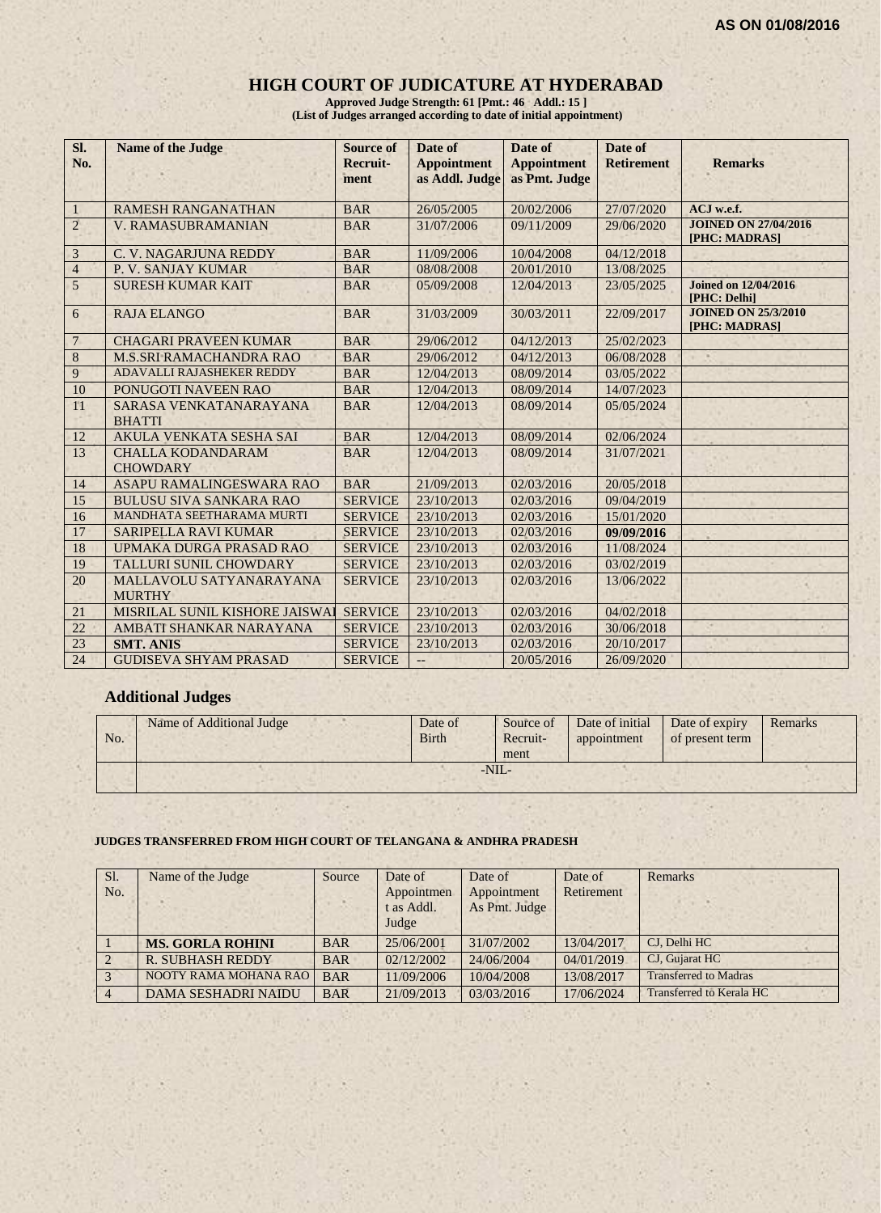**AS ON 01/08/2016**

# HIGH COURT OF JUDICATURE AT HYDERABAD

**Approved Judge Strength: 61 [Pmt.: 46 Addl.: 15 ]**
**(List of Judges arranged according to date of initial appointment)**

| Sl. No. | Name of the Judge | Source of Recruit-ment | Date of Appointment as Addl. Judge | Date of Appointment as Pmt. Judge | Date of Retirement | Remarks |
|---|---|---|---|---|---|---|
| 1 | RAMESH RANGANATHAN | BAR | 26/05/2005 | 20/02/2006 | 27/07/2020 | ACJ w.e.f. |
| 2 | V. RAMASUBRAMANIAN | BAR | 31/07/2006 | 09/11/2009 | 29/06/2020 | JOINED ON 27/04/2016 [PHC: MADRAS] |
| 3 | C. V. NAGARJUNA REDDY | BAR | 11/09/2006 | 10/04/2008 | 04/12/2018 | |
| 4 | P. V. SANJAY KUMAR | BAR | 08/08/2008 | 20/01/2010 | 13/08/2025 | |
| 5 | SURESH KUMAR KAIT | BAR | 05/09/2008 | 12/04/2013 | 23/05/2025 | Joined on 12/04/2016 [PHC: Delhi] |
| 6 | RAJA ELANGO | BAR | 31/03/2009 | 30/03/2011 | 22/09/2017 | JOINED ON 25/3/2010 [PHC: MADRAS] |
| 7 | CHAGARI PRAVEEN KUMAR | BAR | 29/06/2012 | 04/12/2013 | 25/02/2023 | |
| 8 | M.S.SRI RAMACHANDRA RAO | BAR | 29/06/2012 | 04/12/2013 | 06/08/2028 | |
| 9 | ADAVALLI RAJASHEKER REDDY | BAR | 12/04/2013 | 08/09/2014 | 03/05/2022 | |
| 10 | PONUGOTI NAVEEN RAO | BAR | 12/04/2013 | 08/09/2014 | 14/07/2023 | |
| 11 | SARASA VENKATANARAYANA BHATTI | BAR | 12/04/2013 | 08/09/2014 | 05/05/2024 | |
| 12 | AKULA VENKATA SESHA SAI | BAR | 12/04/2013 | 08/09/2014 | 02/06/2024 | |
| 13 | CHALLA KODANDARAM CHOWDARY | BAR | 12/04/2013 | 08/09/2014 | 31/07/2021 | |
| 14 | ASAPU RAMALINGESWARA RAO | BAR | 21/09/2013 | 02/03/2016 | 20/05/2018 | |
| 15 | BULUSU SIVA SANKARA RAO | SERVICE | 23/10/2013 | 02/03/2016 | 09/04/2019 | |
| 16 | MANDHATA SEETHARAMA MURTI | SERVICE | 23/10/2013 | 02/03/2016 | 15/01/2020 | |
| 17 | SARIPELLA RAVI KUMAR | SERVICE | 23/10/2013 | 02/03/2016 | **09/09/2016** | |
| 18 | UPMAKA DURGA PRASAD RAO | SERVICE | 23/10/2013 | 02/03/2016 | 11/08/2024 | |
| 19 | TALLURI SUNIL CHOWDARY | SERVICE | 23/10/2013 | 02/03/2016 | 03/02/2019 | |
| 20 | MALLAVOLU SATYANARAYANA MURTHY | SERVICE | 23/10/2013 | 02/03/2016 | 13/06/2022 | |
| 21 | MISRILAL SUNIL KISHORE JAISWAL | SERVICE | 23/10/2013 | 02/03/2016 | 04/02/2018 | |
| 22 | AMBATI SHANKAR NARAYANA | SERVICE | 23/10/2013 | 02/03/2016 | 30/06/2018 | |
| 23 | **SMT. ANIS** | SERVICE | 23/10/2013 | 02/03/2016 | 20/10/2017 | |
| 24 | GUDISEVA SHYAM PRASAD | SERVICE | -- | 20/05/2016 | 26/09/2020 | |

## Additional Judges

| No. | Name of Additional Judge | Date of Birth | Source of Recruit-ment | Date of initial appointment | Date of expiry of present term | Remarks |
|---|---|---|---|---|---|---|
| | -NIL- | | | | | |

**JUDGES TRANSFERRED FROM HIGH COURT OF TELANGANA & ANDHRA PRADESH**

| Sl. No. | Name of the Judge | Source | Date of Appointment as Addl. Judge | Date of Appointment As Pmt. Judge | Date of Retirement | Remarks |
|---|---|---|---|---|---|---|
| 1 | **MS. GORLA ROHINI** | BAR | 25/06/2001 | 31/07/2002 | 13/04/2017 | CJ, Delhi HC |
| 2 | R. SUBHASH REDDY | BAR | 02/12/2002 | 24/06/2004 | 04/01/2019 | CJ, Gujarat HC |
| 3 | NOOTY RAMA MOHANA RAO | BAR | 11/09/2006 | 10/04/2008 | 13/08/2017 | Transferred to Madras |
| 4 | DAMA SESHADRI NAIDU | BAR | 21/09/2013 | 03/03/2016 | 17/06/2024 | Transferred to Kerala HC |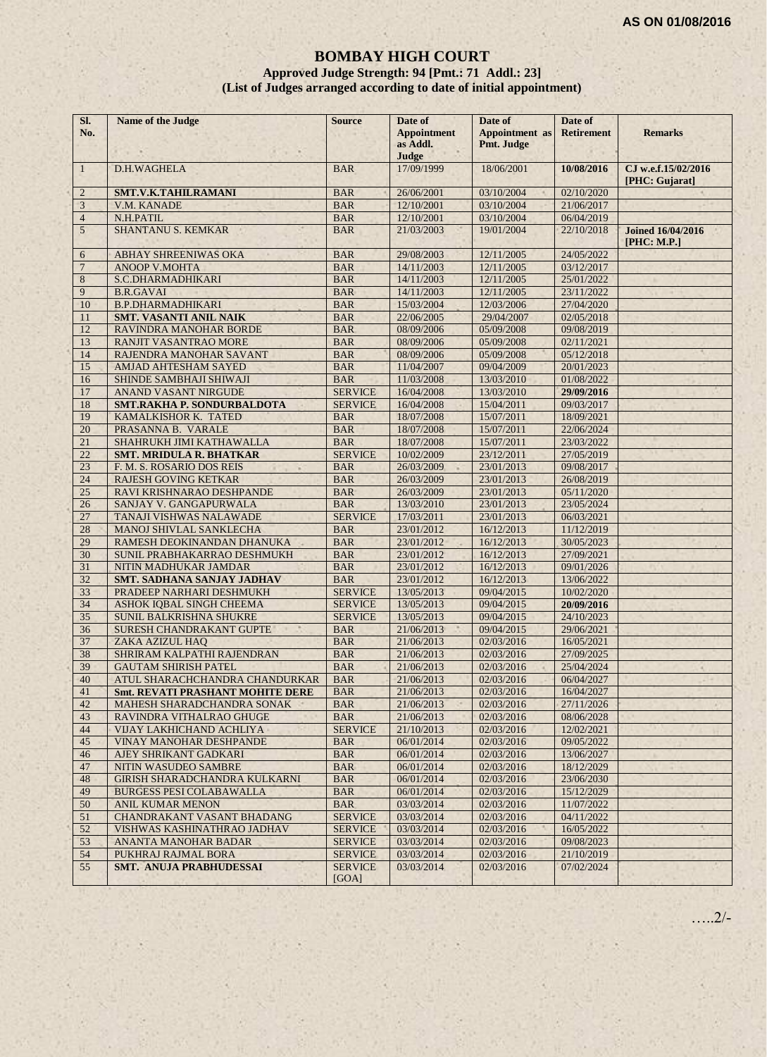**AS ON 01/08/2016**

# BOMBAY HIGH COURT

### Approved Judge Strength: 94 [Pmt.: 71 Addl.: 23]

### (List of Judges arranged according to date of initial appointment)

| Sl. No. | Name of the Judge | Source | Date of Appointment as Addl. Judge | Date of Appointment as Pmt. Judge | Date of Retirement | Remarks |
|---|---|---|---|---|---|---|
| 1 | D.H.WAGHELA | BAR | 17/09/1999 | 18/06/2001 | **10/08/2016** | **CJ w.e.f.15/02/2016 [PHC: Gujarat]** |
| 2 | **SMT.V.K.TAHILRAMANI** | BAR | 26/06/2001 | 03/10/2004 | 02/10/2020 | |
| 3 | V.M. KANADE | BAR | 12/10/2001 | 03/10/2004 | 21/06/2017 | |
| 4 | N.H.PATIL | BAR | 12/10/2001 | 03/10/2004 | 06/04/2019 | |
| 5 | SHANTANU S. KEMKAR | BAR | 21/03/2003 | 19/01/2004 | 22/10/2018 | **Joined 16/04/2016 [PHC: M.P.]** |
| 6 | ABHAY SHREENIWAS OKA | BAR | 29/08/2003 | 12/11/2005 | 24/05/2022 | |
| 7 | ANOOP V.MOHTA | BAR | 14/11/2003 | 12/11/2005 | 03/12/2017 | |
| 8 | S.C.DHARMADHIKARI | BAR | 14/11/2003 | 12/11/2005 | 25/01/2022 | |
| 9 | B.R.GAVAI | BAR | 14/11/2003 | 12/11/2005 | 23/11/2022 | |
| 10 | B.P.DHARMADHIKARI | BAR | 15/03/2004 | 12/03/2006 | 27/04/2020 | |
| 11 | **SMT. VASANTI ANIL NAIK** | BAR | 22/06/2005 | 29/04/2007 | 02/05/2018 | |
| 12 | RAVINDRA MANOHAR BORDE | BAR | 08/09/2006 | 05/09/2008 | 09/08/2019 | |
| 13 | RANJIT VASANTRAO MORE | BAR | 08/09/2006 | 05/09/2008 | 02/11/2021 | |
| 14 | RAJENDRA MANOHAR SAVANT | BAR | 08/09/2006 | 05/09/2008 | 05/12/2018 | |
| 15 | AMJAD AHTESHAM SAYED | BAR | 11/04/2007 | 09/04/2009 | 20/01/2023 | |
| 16 | SHINDE SAMBHAJI SHIWAJI | BAR | 11/03/2008 | 13/03/2010 | 01/08/2022 | |
| 17 | ANAND VASANT NIRGUDE | SERVICE | 16/04/2008 | 13/03/2010 | **29/09/2016** | |
| 18 | **SMT.RAKHA P. SONDURBALDOTA** | SERVICE | 16/04/2008 | 15/04/2011 | 09/03/2017 | |
| 19 | KAMALKISHOR K. TATED | BAR | 18/07/2008 | 15/07/2011 | 18/09/2021 | |
| 20 | PRASANNA B. VARALE | BAR | 18/07/2008 | 15/07/2011 | 22/06/2024 | |
| 21 | SHAHRUKH JIMI KATHAWALLA | BAR | 18/07/2008 | 15/07/2011 | 23/03/2022 | |
| 22 | **SMT. MRIDULA R. BHATKAR** | SERVICE | 10/02/2009 | 23/12/2011 | 27/05/2019 | |
| 23 | F. M. S. ROSARIO DOS REIS | BAR | 26/03/2009 | 23/01/2013 | 09/08/2017 | |
| 24 | RAJESH GOVING KETKAR | BAR | 26/03/2009 | 23/01/2013 | 26/08/2019 | |
| 25 | RAVI KRISHNARAO DESHPANDE | BAR | 26/03/2009 | 23/01/2013 | 05/11/2020 | |
| 26 | SANJAY V. GANGAPURWALA | BAR | 13/03/2010 | 23/01/2013 | 23/05/2024 | |
| 27 | TANAJI VISHWAS NALAWADE | SERVICE | 17/03/2011 | 23/01/2013 | 06/03/2021 | |
| 28 | MANOJ SHIVLAL SANKLECHA | BAR | 23/01/2012 | 16/12/2013 | 11/12/2019 | |
| 29 | RAMESH DEOKINANDAN DHANUKA | BAR | 23/01/2012 | 16/12/2013 | 30/05/2023 | |
| 30 | SUNIL PRABHAKARRAO DESHMUKH | BAR | 23/01/2012 | 16/12/2013 | 27/09/2021 | |
| 31 | NITIN MADHUKAR JAMDAR | BAR | 23/01/2012 | 16/12/2013 | 09/01/2026 | |
| 32 | **SMT. SADHANA SANJAY JADHAV** | BAR | 23/01/2012 | 16/12/2013 | 13/06/2022 | |
| 33 | PRADEEP NARHARI DESHMUKH | SERVICE | 13/05/2013 | 09/04/2015 | 10/02/2020 | |
| 34 | ASHOK IQBAL SINGH CHEEMA | SERVICE | 13/05/2013 | 09/04/2015 | **20/09/2016** | |
| 35 | SUNIL BALKRISHNA SHUKRE | SERVICE | 13/05/2013 | 09/04/2015 | 24/10/2023 | |
| 36 | SURESH CHANDRAKANT GUPTE | BAR | 21/06/2013 | 09/04/2015 | 29/06/2021 | |
| 37 | ZAKA AZIZUL HAQ | BAR | 21/06/2013 | 02/03/2016 | 16/05/2021 | |
| 38 | SHRIRAM KALPATHI RAJENDRAN | BAR | 21/06/2013 | 02/03/2016 | 27/09/2025 | |
| 39 | GAUTAM SHIRISH PATEL | BAR | 21/06/2013 | 02/03/2016 | 25/04/2024 | |
| 40 | ATUL SHARACHCHANDRA CHANDURKAR | BAR | 21/06/2013 | 02/03/2016 | 06/04/2027 | |
| 41 | **Smt. REVATI PRASHANT MOHITE DERE** | BAR | 21/06/2013 | 02/03/2016 | 16/04/2027 | |
| 42 | MAHESH SHARADCHANDRA SONAK | BAR | 21/06/2013 | 02/03/2016 | 27/11/2026 | |
| 43 | RAVINDRA VITHALRAO GHUGE | BAR | 21/06/2013 | 02/03/2016 | 08/06/2028 | |
| 44 | VIJAY LAKHICHAND ACHLIYA | SERVICE | 21/10/2013 | 02/03/2016 | 12/02/2021 | |
| 45 | VINAY MANOHAR DESHPANDE | BAR | 06/01/2014 | 02/03/2016 | 09/05/2022 | |
| 46 | AJEY SHRIKANT GADKARI | BAR | 06/01/2014 | 02/03/2016 | 13/06/2027 | |
| 47 | NITIN WASUDEO SAMBRE | BAR | 06/01/2014 | 02/03/2016 | 18/12/2029 | |
| 48 | GIRISH SHARADCHANDRA KULKARNI | BAR | 06/01/2014 | 02/03/2016 | 23/06/2030 | |
| 49 | BURGESS PESI COLABAWALLA | BAR | 06/01/2014 | 02/03/2016 | 15/12/2029 | |
| 50 | ANIL KUMAR MENON | BAR | 03/03/2014 | 02/03/2016 | 11/07/2022 | |
| 51 | CHANDRAKANT VASANT BHADANG | SERVICE | 03/03/2014 | 02/03/2016 | 04/11/2022 | |
| 52 | VISHWAS KASHINATHRAO JADHAV | SERVICE | 03/03/2014 | 02/03/2016 | 16/05/2022 | |
| 53 | ANANTA MANOHAR BADAR | SERVICE | 03/03/2014 | 02/03/2016 | 09/08/2023 | |
| 54 | PUKHRAJ RAJMAL BORA | SERVICE | 03/03/2014 | 02/03/2016 | 21/10/2019 | |
| 55 | **SMT. ANUJA PRABHUDESSAI** | SERVICE [GOA] | 03/03/2014 | 02/03/2016 | 07/02/2024 | |

…..2/-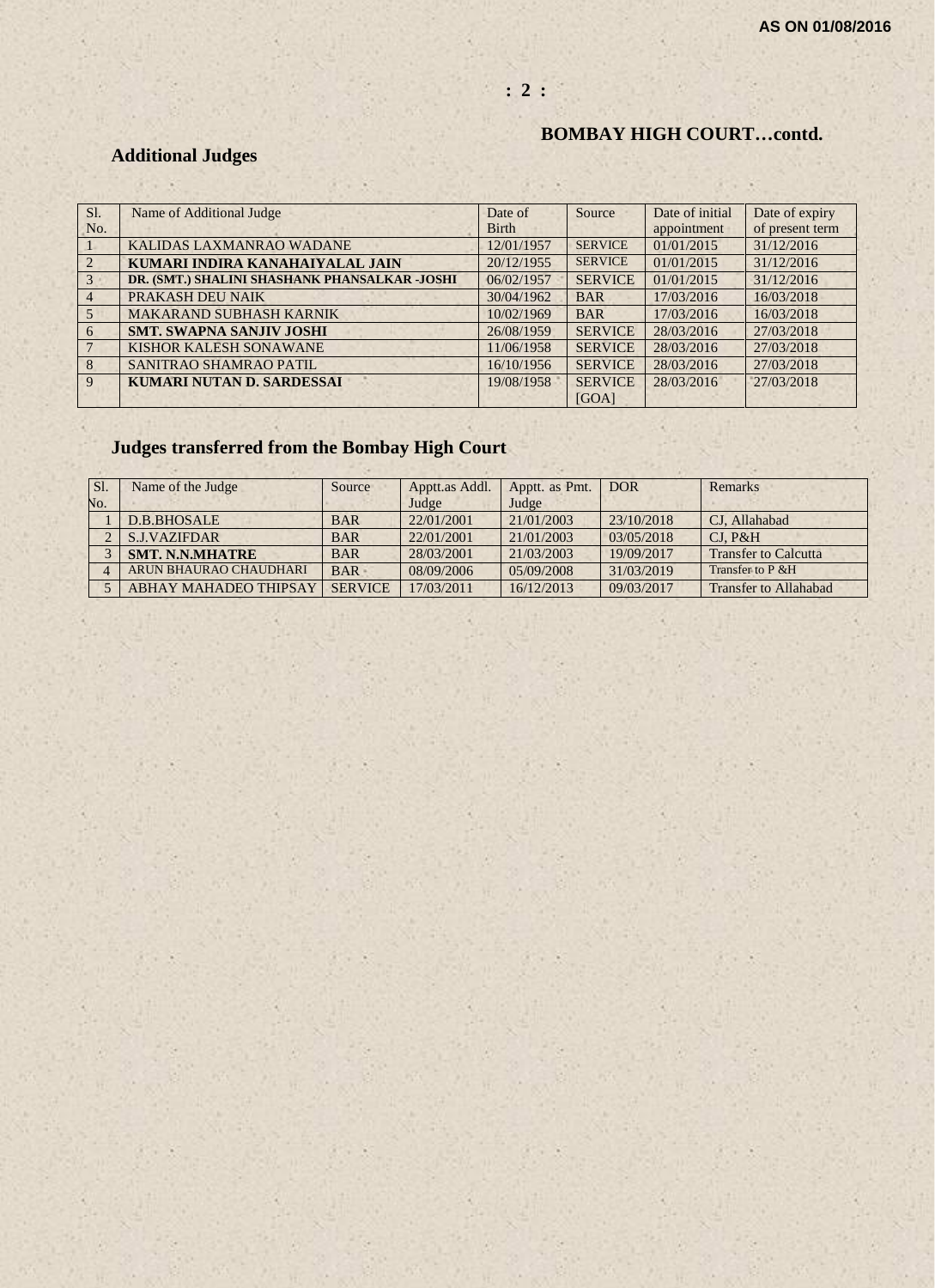## BOMBAY HIGH COURT…contd.

### Additional Judges

| Sl. No. | Name of Additional Judge | Date of Birth | Source | Date of initial appointment | Date of expiry of present term |
|---|---|---|---|---|---|
| 1 | KALIDAS LAXMANRAO WADANE | 12/01/1957 | SERVICE | 01/01/2015 | 31/12/2016 |
| 2 | **KUMARI INDIRA KANAHAIYALAL JAIN** | 20/12/1955 | SERVICE | 01/01/2015 | 31/12/2016 |
| 3 | **DR. (SMT.) SHALINI SHASHANK PHANSALKAR -JOSHI** | 06/02/1957 | SERVICE | 01/01/2015 | 31/12/2016 |
| 4 | PRAKASH DEU NAIK | 30/04/1962 | BAR | 17/03/2016 | 16/03/2018 |
| 5 | MAKARAND SUBHASH KARNIK | 10/02/1969 | BAR | 17/03/2016 | 16/03/2018 |
| 6 | **SMT. SWAPNA SANJIV JOSHI** | 26/08/1959 | SERVICE | 28/03/2016 | 27/03/2018 |
| 7 | KISHOR KALESH SONAWANE | 11/06/1958 | SERVICE | 28/03/2016 | 27/03/2018 |
| 8 | SANITRAO SHAMRAO PATIL | 16/10/1956 | SERVICE | 28/03/2016 | 27/03/2018 |
| 9 | **KUMARI NUTAN D. SARDESSAI** | 19/08/1958 | SERVICE [GOA] | 28/03/2016 | 27/03/2018 |

### Judges transferred from the Bombay High Court

| Sl. No. | Name of the Judge | Source | Apptt.as Addl. Judge | Apptt. as Pmt. Judge | DOR | Remarks |
|---|---|---|---|---|---|---|
| 1 | D.B.BHOSALE | BAR | 22/01/2001 | 21/01/2003 | 23/10/2018 | CJ, Allahabad |
| 2 | S.J.VAZIFDAR | BAR | 22/01/2001 | 21/01/2003 | 03/05/2018 | CJ, P&H |
| 3 | **SMT. N.N.MHATRE** | BAR | 28/03/2001 | 21/03/2003 | 19/09/2017 | Transfer to Calcutta |
| 4 | ARUN BHAURAO CHAUDHARI | BAR | 08/09/2006 | 05/09/2008 | 31/03/2019 | Transfer to P &H |
| 5 | ABHAY MAHADEO THIPSAY | SERVICE | 17/03/2011 | 16/12/2013 | 09/03/2017 | Transfer to Allahabad |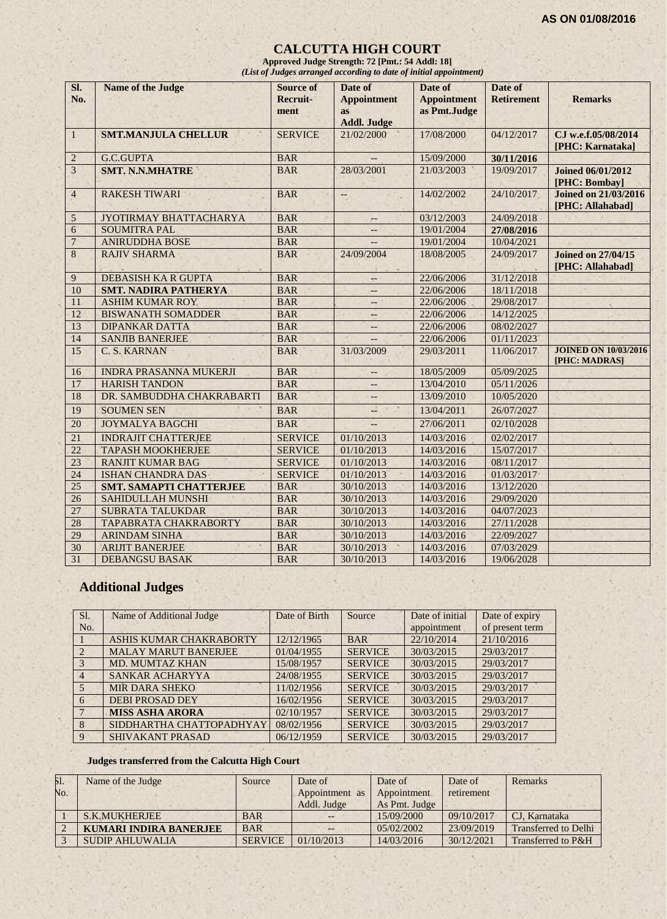**AS ON 01/08/2016**

# CALCUTTA HIGH COURT

**Approved Judge Strength: 72 [Pmt.: 54 Addl: 18]**

*(List of Judges arranged according to date of initial appointment)*

| Sl. No. | Name of the Judge | Source of Recruit-ment | Date of Appointment as Addl. Judge | Date of Appointment as Pmt.Judge | Date of Retirement | Remarks |
|---|---|---|---|---|---|---|
| 1 | **SMT.MANJULA CHELLUR** | SERVICE | 21/02/2000 | 17/08/2000 | 04/12/2017 | **CJ w.e.f.05/08/2014 [PHC: Karnataka]** |
| 2 | G.C.GUPTA | BAR | -- | 15/09/2000 | **30/11/2016** | |
| 3 | **SMT. N.N.MHATRE** | BAR | 28/03/2001 | 21/03/2003 | 19/09/2017 | **Joined 06/01/2012 [PHC: Bombay]** |
| 4 | RAKESH TIWARI | BAR | -- | 14/02/2002 | 24/10/2017 | **Joined on 21/03/2016 [PHC: Allahabad]** |
| 5 | JYOTIRMAY BHATTACHARYA | BAR | -- | 03/12/2003 | 24/09/2018 | |
| 6 | SOUMITRA PAL | BAR | -- | 19/01/2004 | **27/08/2016** | |
| 7 | ANIRUDDHA BOSE | BAR | -- | 19/01/2004 | 10/04/2021 | |
| 8 | RAJIV SHARMA | BAR | 24/09/2004 | 18/08/2005 | 24/09/2017 | **Joined on 27/04/15 [PHC: Allahabad]** |
| 9 | DEBASISH KA R GUPTA | BAR | -- | 22/06/2006 | 31/12/2018 | |
| 10 | **SMT. NADIRA PATHERYA** | BAR | -- | 22/06/2006 | 18/11/2018 | |
| 11 | ASHIM KUMAR ROY | BAR | -- | 22/06/2006 | 29/08/2017 | |
| 12 | BISWANATH SOMADDER | BAR | -- | 22/06/2006 | 14/12/2025 | |
| 13 | DIPANKAR DATTA | BAR | -- | 22/06/2006 | 08/02/2027 | |
| 14 | SANJIB BANERJEE | BAR | -- | 22/06/2006 | 01/11/2023 | |
| 15 | C. S. KARNAN | BAR | 31/03/2009 | 29/03/2011 | 11/06/2017 | **JOINED ON 10/03/2016 [PHC: MADRAS]** |
| 16 | INDRA PRASANNA MUKERJI | BAR | -- | 18/05/2009 | 05/09/2025 | |
| 17 | HARISH TANDON | BAR | -- | 13/04/2010 | 05/11/2026 | |
| 18 | DR. SAMBUDDHA CHAKRABARTI | BAR | -- | 13/09/2010 | 10/05/2020 | |
| 19 | SOUMEN SEN | BAR | -- | 13/04/2011 | 26/07/2027 | |
| 20 | JOYMALYA BAGCHI | BAR | -- | 27/06/2011 | 02/10/2028 | |
| 21 | INDRAJIT CHATTERJEE | SERVICE | 01/10/2013 | 14/03/2016 | 02/02/2017 | |
| 22 | TAPASH MOOKHERJEE | SERVICE | 01/10/2013 | 14/03/2016 | 15/07/2017 | |
| 23 | RANJIT KUMAR BAG | SERVICE | 01/10/2013 | 14/03/2016 | 08/11/2017 | |
| 24 | ISHAN CHANDRA DAS | SERVICE | 01/10/2013 | 14/03/2016 | 01/03/2017 | |
| 25 | **SMT. SAMAPTI CHATTERJEE** | BAR | 30/10/2013 | 14/03/2016 | 13/12/2020 | |
| 26 | SAHIDULLAH MUNSHI | BAR | 30/10/2013 | 14/03/2016 | 29/09/2020 | |
| 27 | SUBRATA TALUKDAR | BAR | 30/10/2013 | 14/03/2016 | 04/07/2023 | |
| 28 | TAPABRATA CHAKRABORTY | BAR | 30/10/2013 | 14/03/2016 | 27/11/2028 | |
| 29 | ARINDAM SINHA | BAR | 30/10/2013 | 14/03/2016 | 22/09/2027 | |
| 30 | ARIJIT BANERJEE | BAR | 30/10/2013 | 14/03/2016 | 07/03/2029 | |
| 31 | DEBANGSU BASAK | BAR | 30/10/2013 | 14/03/2016 | 19/06/2028 | |

## Additional Judges

| Sl. No. | Name of Additional Judge | Date of Birth | Source | Date of initial appointment | Date of expiry of present term |
|---|---|---|---|---|---|
| 1 | ASHIS KUMAR CHAKRABORTY | 12/12/1965 | BAR | 22/10/2014 | 21/10/2016 |
| 2 | MALAY MARUT BANERJEE | 01/04/1955 | SERVICE | 30/03/2015 | 29/03/2017 |
| 3 | MD. MUMTAZ KHAN | 15/08/1957 | SERVICE | 30/03/2015 | 29/03/2017 |
| 4 | SANKAR ACHARYYA | 24/08/1955 | SERVICE | 30/03/2015 | 29/03/2017 |
| 5 | MIR DARA SHEKO | 11/02/1956 | SERVICE | 30/03/2015 | 29/03/2017 |
| 6 | DEBI PROSAD DEY | 16/02/1956 | SERVICE | 30/03/2015 | 29/03/2017 |
| 7 | **MISS ASHA ARORA** | 02/10/1957 | SERVICE | 30/03/2015 | 29/03/2017 |
| 8 | SIDDHARTHA CHATTOPADHYAY | 08/02/1956 | SERVICE | 30/03/2015 | 29/03/2017 |
| 9 | SHIVAKANT PRASAD | 06/12/1959 | SERVICE | 30/03/2015 | 29/03/2017 |

### Judges transferred from the Calcutta High Court

| Sl. No. | Name of the Judge | Source | Date of Appointment as Addl. Judge | Date of Appointment As Pmt. Judge | Date of retirement | Remarks |
|---|---|---|---|---|---|---|
| 1 | S.K.MUKHERJEE | BAR | -- | 15/09/2000 | 09/10/2017 | CJ, Karnataka |
| 2 | **KUMARI INDIRA BANERJEE** | BAR | -- | 05/02/2002 | 23/09/2019 | Transferred to Delhi |
| 3 | SUDIP AHLUWALIA | SERVICE | 01/10/2013 | 14/03/2016 | 30/12/2021 | Transferred to P&H |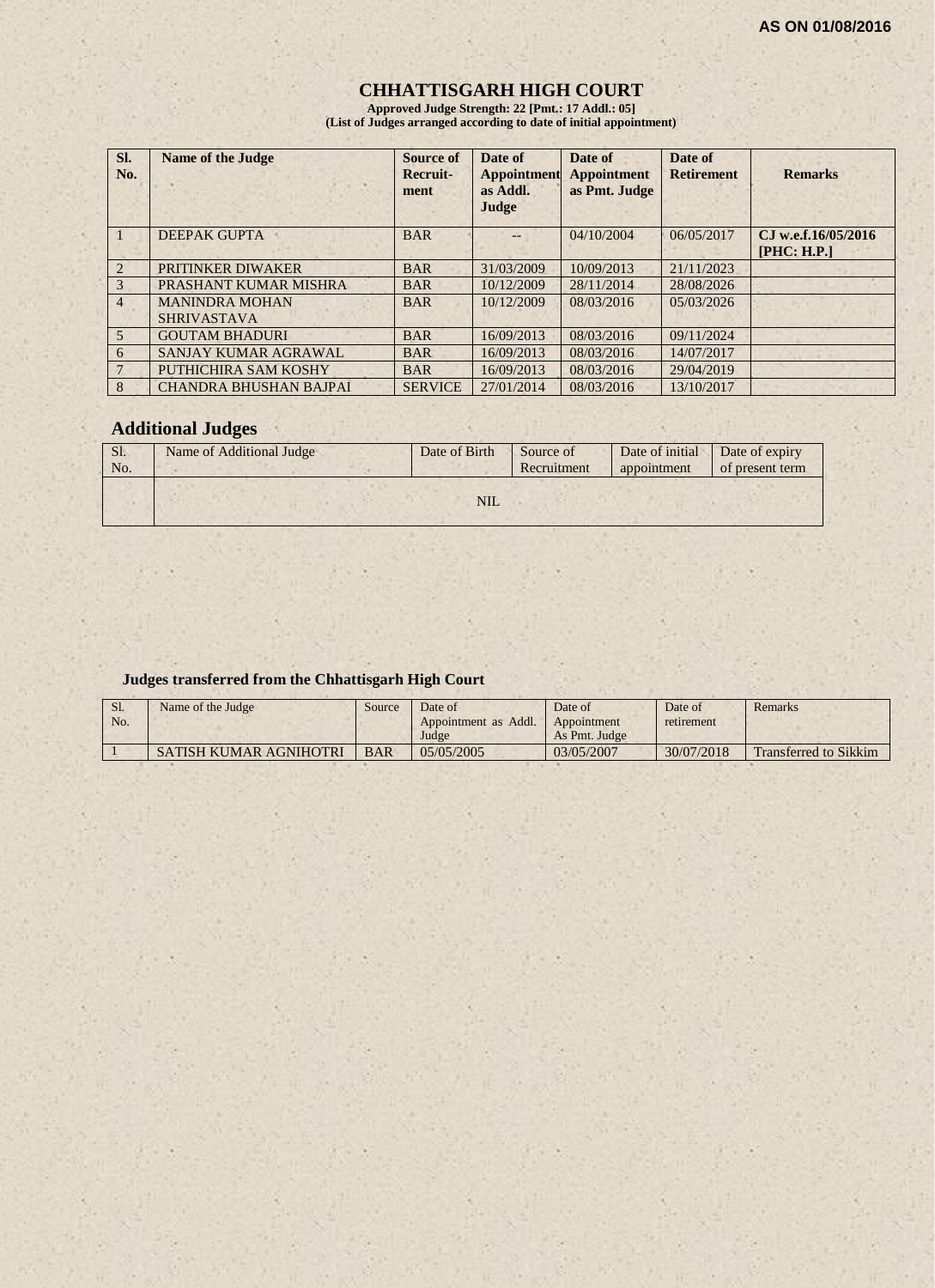AS ON 01/08/2016

# CHHATTISGARH HIGH COURT

**Approved Judge Strength: 22 [Pmt.: 17 Addl.: 05]**
**(List of Judges arranged according to date of initial appointment)**

| Sl. No. | Name of the Judge | Source of Recruit-ment | Date of Appointment as Addl. Judge | Date of Appointment as Pmt. Judge | Date of Retirement | Remarks |
|---|---|---|---|---|---|---|
| 1 | DEEPAK GUPTA | BAR | -- | 04/10/2004 | 06/05/2017 | **CJ w.e.f.16/05/2016 [PHC: H.P.]** |
| 2 | PRITINKER DIWAKER | BAR | 31/03/2009 | 10/09/2013 | 21/11/2023 | |
| 3 | PRASHANT KUMAR MISHRA | BAR | 10/12/2009 | 28/11/2014 | 28/08/2026 | |
| 4 | MANINDRA MOHAN SHRIVASTAVA | BAR | 10/12/2009 | 08/03/2016 | 05/03/2026 | |
| 5 | GOUTAM BHADURI | BAR | 16/09/2013 | 08/03/2016 | 09/11/2024 | |
| 6 | SANJAY KUMAR AGRAWAL | BAR | 16/09/2013 | 08/03/2016 | 14/07/2017 | |
| 7 | PUTHICHIRA SAM KOSHY | BAR | 16/09/2013 | 08/03/2016 | 29/04/2019 | |
| 8 | CHANDRA BHUSHAN BAJPAI | SERVICE | 27/01/2014 | 08/03/2016 | 13/10/2017 | |

## Additional Judges

| Sl. No. | Name of Additional Judge | Date of Birth | Source of Recruitment | Date of initial appointment | Date of expiry of present term |
|---|---|---|---|---|---|
| | NIL | | | | |

### Judges transferred from the Chhattisgarh High Court

| Sl. No. | Name of the Judge | Source | Date of Appointment as Addl. Judge | Date of Appointment As Pmt. Judge | Date of retirement | Remarks |
|---|---|---|---|---|---|---|
| 1 | SATISH KUMAR AGNIHOTRI | BAR | 05/05/2005 | 03/05/2007 | 30/07/2018 | Transferred to Sikkim |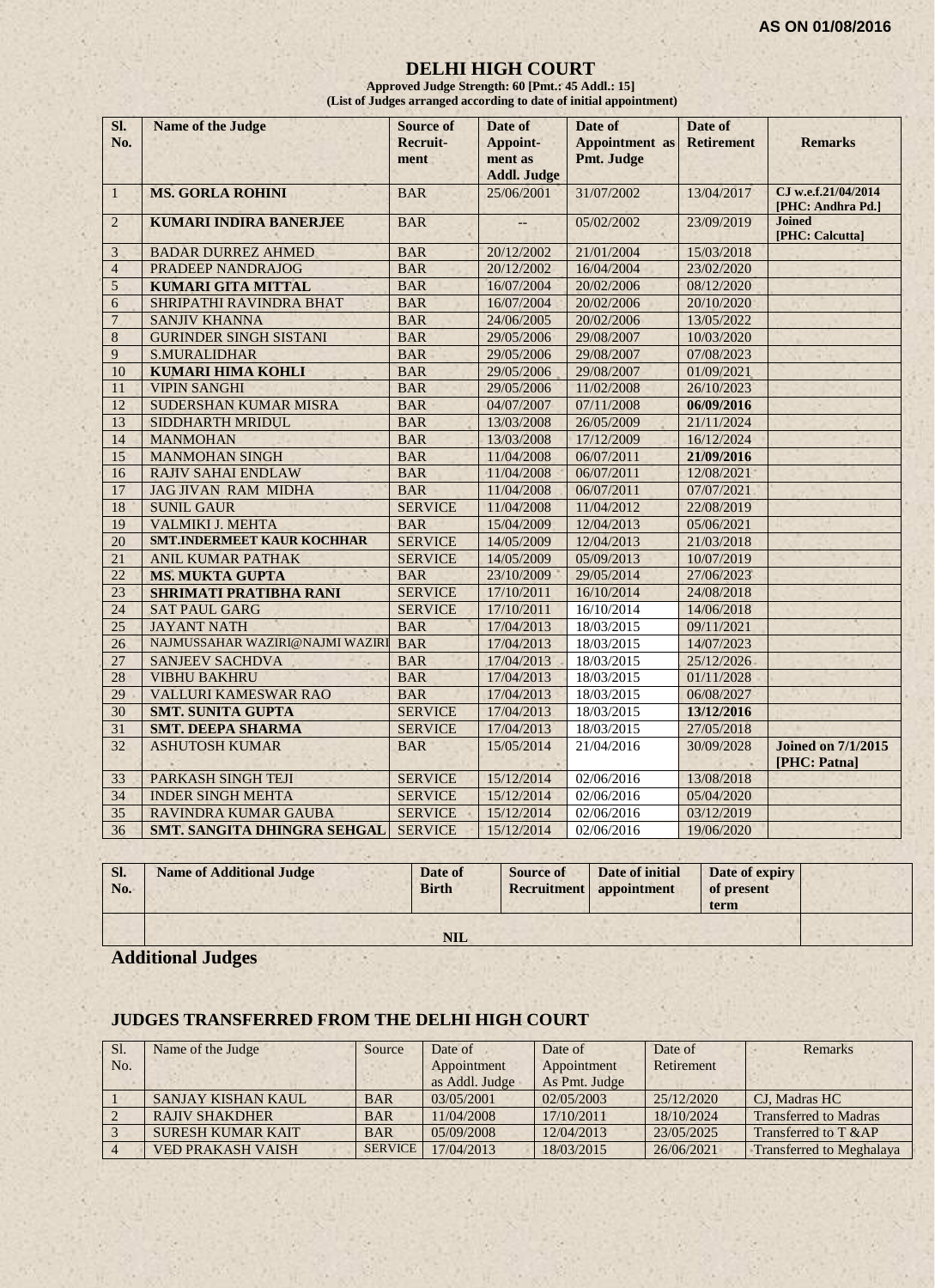**AS ON 01/08/2016**

# DELHI HIGH COURT

**Approved Judge Strength: 60 [Pmt.: 45 Addl.: 15]**
**(List of Judges arranged according to date of initial appointment)**

| Sl. No. | Name of the Judge | Source of Recruit-ment | Date of Appoint-ment as Addl. Judge | Date of Appointment as Pmt. Judge | Date of Retirement | Remarks |
|---|---|---|---|---|---|---|
| 1 | **MS. GORLA ROHINI** | BAR | 25/06/2001 | 31/07/2002 | 13/04/2017 | **CJ w.e.f.21/04/2014 [PHC: Andhra Pd.]** |
| 2 | **KUMARI INDIRA BANERJEE** | BAR | -- | 05/02/2002 | 23/09/2019 | **Joined [PHC: Calcutta]** |
| 3 | BADAR DURREZ AHMED | BAR | 20/12/2002 | 21/01/2004 | 15/03/2018 | |
| 4 | PRADEEP NANDRAJOG | BAR | 20/12/2002 | 16/04/2004 | 23/02/2020 | |
| 5 | **KUMARI GITA MITTAL** | BAR | 16/07/2004 | 20/02/2006 | 08/12/2020 | |
| 6 | SHRIPATHI RAVINDRA BHAT | BAR | 16/07/2004 | 20/02/2006 | 20/10/2020 | |
| 7 | SANJIV KHANNA | BAR | 24/06/2005 | 20/02/2006 | 13/05/2022 | |
| 8 | GURINDER SINGH SISTANI | BAR | 29/05/2006 | 29/08/2007 | 10/03/2020 | |
| 9 | S.MURALIDHAR | BAR | 29/05/2006 | 29/08/2007 | 07/08/2023 | |
| 10 | **KUMARI HIMA KOHLI** | BAR | 29/05/2006 | 29/08/2007 | 01/09/2021 | |
| 11 | VIPIN SANGHI | BAR | 29/05/2006 | 11/02/2008 | 26/10/2023 | |
| 12 | SUDERSHAN KUMAR MISRA | BAR | 04/07/2007 | 07/11/2008 | **06/09/2016** | |
| 13 | SIDDHARTH MRIDUL | BAR | 13/03/2008 | 26/05/2009 | 21/11/2024 | |
| 14 | MANMOHAN | BAR | 13/03/2008 | 17/12/2009 | 16/12/2024 | |
| 15 | MANMOHAN SINGH | BAR | 11/04/2008 | 06/07/2011 | **21/09/2016** | |
| 16 | RAJIV SAHAI ENDLAW | BAR | 11/04/2008 | 06/07/2011 | 12/08/2021 | |
| 17 | JAG JIVAN RAM MIDHA | BAR | 11/04/2008 | 06/07/2011 | 07/07/2021 | |
| 18 | SUNIL GAUR | SERVICE | 11/04/2008 | 11/04/2012 | 22/08/2019 | |
| 19 | VALMIKI J. MEHTA | BAR | 15/04/2009 | 12/04/2013 | 05/06/2021 | |
| 20 | **SMT.INDERMEET KAUR KOCHHAR** | SERVICE | 14/05/2009 | 12/04/2013 | 21/03/2018 | |
| 21 | ANIL KUMAR PATHAK | SERVICE | 14/05/2009 | 05/09/2013 | 10/07/2019 | |
| 22 | **MS. MUKTA GUPTA** | BAR | 23/10/2009 | 29/05/2014 | 27/06/2023 | |
| 23 | **SHRIMATI PRATIBHA RANI** | SERVICE | 17/10/2011 | 16/10/2014 | 24/08/2018 | |
| 24 | SAT PAUL GARG | SERVICE | 17/10/2011 | 16/10/2014 | 14/06/2018 | |
| 25 | JAYANT NATH | BAR | 17/04/2013 | 18/03/2015 | 09/11/2021 | |
| 26 | NAJMUSSAHAR WAZIRI@NAJMI WAZIRI | BAR | 17/04/2013 | 18/03/2015 | 14/07/2023 | |
| 27 | SANJEEV SACHDVA | BAR | 17/04/2013 | 18/03/2015 | 25/12/2026 | |
| 28 | VIBHU BAKHRU | BAR | 17/04/2013 | 18/03/2015 | 01/11/2028 | |
| 29 | VALLURI KAMESWAR RAO | BAR | 17/04/2013 | 18/03/2015 | 06/08/2027 | |
| 30 | **SMT. SUNITA GUPTA** | SERVICE | 17/04/2013 | 18/03/2015 | **13/12/2016** | |
| 31 | **SMT. DEEPA SHARMA** | SERVICE | 17/04/2013 | 18/03/2015 | 27/05/2018 | |
| 32 | ASHUTOSH KUMAR | BAR | 15/05/2014 | 21/04/2016 | 30/09/2028 | **Joined on 7/1/2015 [PHC: Patna]** |
| 33 | PARKASH SINGH TEJI | SERVICE | 15/12/2014 | 02/06/2016 | 13/08/2018 | |
| 34 | INDER SINGH MEHTA | SERVICE | 15/12/2014 | 02/06/2016 | 05/04/2020 | |
| 35 | RAVINDRA KUMAR GAUBA | SERVICE | 15/12/2014 | 02/06/2016 | 03/12/2019 | |
| 36 | **SMT. SANGITA DHINGRA SEHGAL** | SERVICE | 15/12/2014 | 02/06/2016 | 19/06/2020 | |

## Additional Judges

| Sl. No. | Name of Additional Judge | Date of Birth | Source of Recruitment | Date of initial appointment | Date of expiry of present term | |
|---|---|---|---|---|---|---|
| | **NIL** | | | | | |

## JUDGES TRANSFERRED FROM THE DELHI HIGH COURT

| Sl. No. | Name of the Judge | Source | Date of Appointment as Addl. Judge | Date of Appointment As Pmt. Judge | Date of Retirement | Remarks |
|---|---|---|---|---|---|---|
| 1 | SANJAY KISHAN KAUL | BAR | 03/05/2001 | 02/05/2003 | 25/12/2020 | CJ, Madras HC |
| 2 | RAJIV SHAKDHER | BAR | 11/04/2008 | 17/10/2011 | 18/10/2024 | Transferred to Madras |
| 3 | SURESH KUMAR KAIT | BAR | 05/09/2008 | 12/04/2013 | 23/05/2025 | Transferred to T &AP |
| 4 | VED PRAKASH VAISH | SERVICE | 17/04/2013 | 18/03/2015 | 26/06/2021 | Transferred to Meghalaya |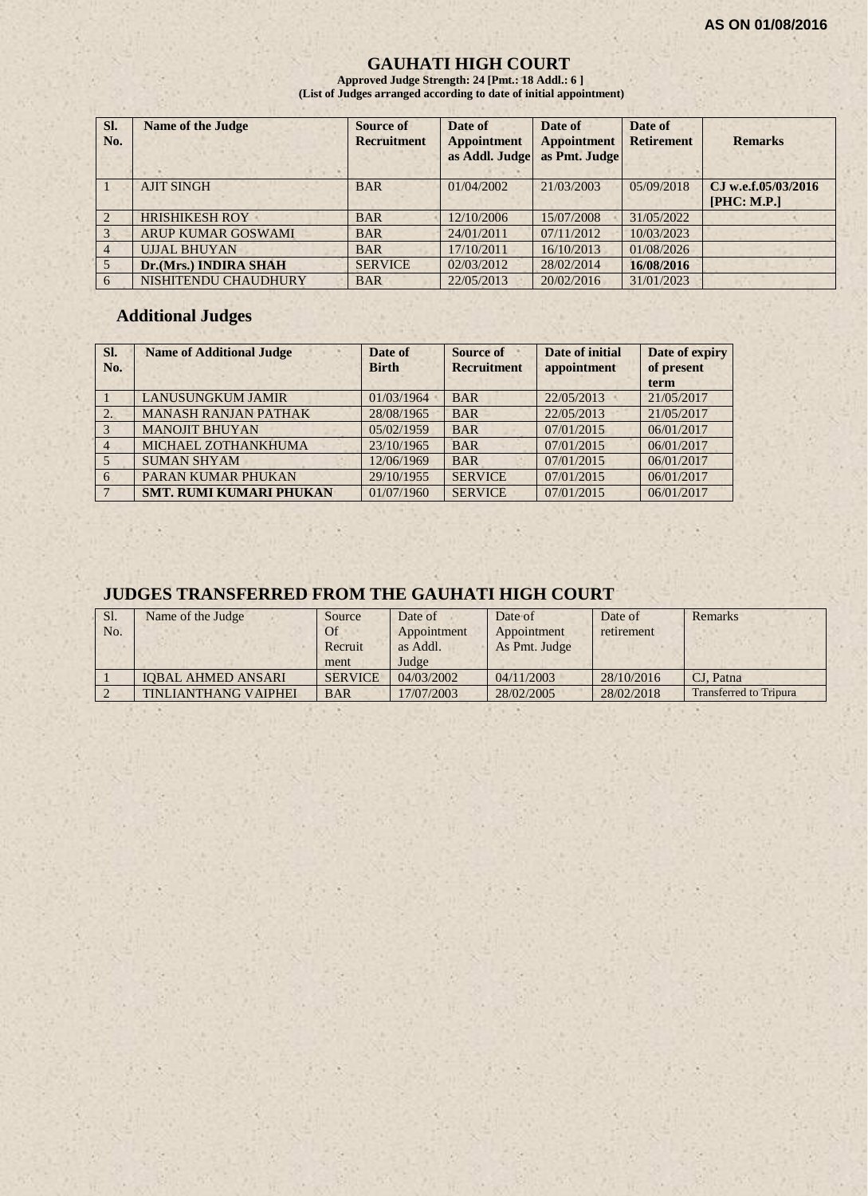AS ON 01/08/2016

# GAUHATI HIGH COURT

**Approved Judge Strength: 24 [Pmt.: 18 Addl.: 6 ]**
**(List of Judges arranged according to date of initial appointment)**

| Sl. No. | Name of the Judge | Source of Recruitment | Date of Appointment as Addl. Judge | Date of Appointment as Pmt. Judge | Date of Retirement | Remarks |
|---|---|---|---|---|---|---|
| 1 | AJIT SINGH | BAR | 01/04/2002 | 21/03/2003 | 05/09/2018 | **CJ w.e.f.05/03/2016 [PHC: M.P.]** |
| 2 | HRISHIKESH ROY | BAR | 12/10/2006 | 15/07/2008 | 31/05/2022 | |
| 3 | ARUP KUMAR GOSWAMI | BAR | 24/01/2011 | 07/11/2012 | 10/03/2023 | |
| 4 | UJJAL BHUYAN | BAR | 17/10/2011 | 16/10/2013 | 01/08/2026 | |
| 5 | **Dr.(Mrs.) INDIRA SHAH** | SERVICE | 02/03/2012 | 28/02/2014 | **16/08/2016** | |
| 6 | NISHITENDU CHAUDHURY | BAR | 22/05/2013 | 20/02/2016 | 31/01/2023 | |

## Additional Judges

| Sl. No. | Name of Additional Judge | Date of Birth | Source of Recruitment | Date of initial appointment | Date of expiry of present term |
|---|---|---|---|---|---|
| 1 | LANUSUNGKUM JAMIR | 01/03/1964 | BAR | 22/05/2013 | 21/05/2017 |
| 2. | MANASH RANJAN PATHAK | 28/08/1965 | BAR | 22/05/2013 | 21/05/2017 |
| 3 | MANOJIT BHUYAN | 05/02/1959 | BAR | 07/01/2015 | 06/01/2017 |
| 4 | MICHAEL ZOTHANKHUMA | 23/10/1965 | BAR | 07/01/2015 | 06/01/2017 |
| 5 | SUMAN SHYAM | 12/06/1969 | BAR | 07/01/2015 | 06/01/2017 |
| 6 | PARAN KUMAR PHUKAN | 29/10/1955 | SERVICE | 07/01/2015 | 06/01/2017 |
| 7 | **SMT. RUMI KUMARI PHUKAN** | 01/07/1960 | SERVICE | 07/01/2015 | 06/01/2017 |

## JUDGES TRANSFERRED FROM THE GAUHATI HIGH COURT

| Sl. No. | Name of the Judge | Source Of Recruitment | Date of Appointment as Addl. Judge | Date of Appointment As Pmt. Judge | Date of retirement | Remarks |
|---|---|---|---|---|---|---|
| 1 | IQBAL AHMED ANSARI | SERVICE | 04/03/2002 | 04/11/2003 | 28/10/2016 | CJ, Patna |
| 2 | TINLIANTHANG VAIPHEI | BAR | 17/07/2003 | 28/02/2005 | 28/02/2018 | Transferred to Tripura |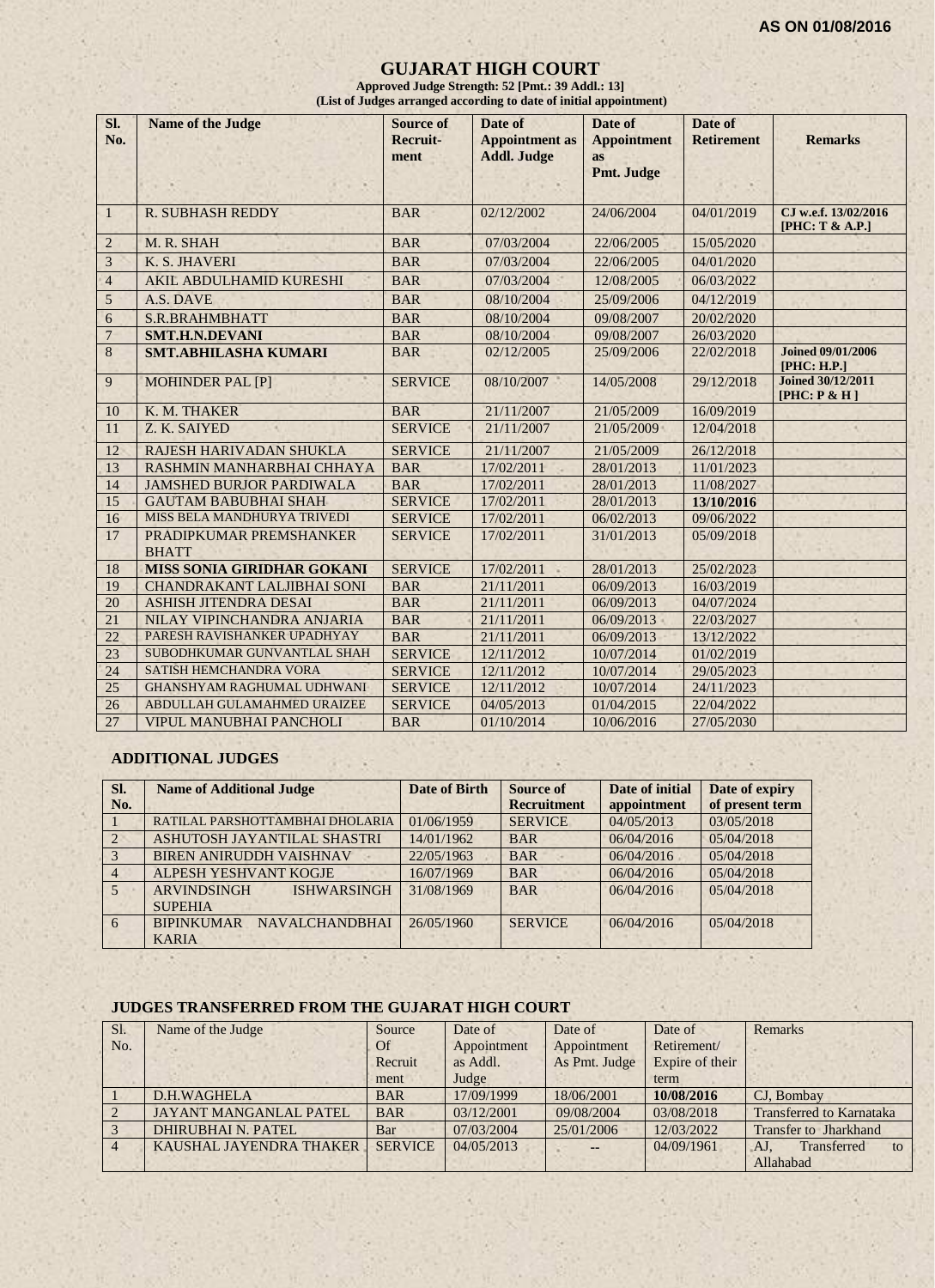**AS ON 01/08/2016**

# GUJARAT HIGH COURT

**Approved Judge Strength: 52 [Pmt.: 39 Addl.: 13]**
**(List of Judges arranged according to date of initial appointment)**

| Sl. No. | Name of the Judge | Source of Recruit-ment | Date of Appointment as Addl. Judge | Date of Appointment as Pmt. Judge | Date of Retirement | Remarks |
|---|---|---|---|---|---|---|
| 1 | R. SUBHASH REDDY | BAR | 02/12/2002 | 24/06/2004 | 04/01/2019 | **CJ w.e.f. 13/02/2016 [PHC: T & A.P.]** |
| 2 | M. R. SHAH | BAR | 07/03/2004 | 22/06/2005 | 15/05/2020 | |
| 3 | K. S. JHAVERI | BAR | 07/03/2004 | 22/06/2005 | 04/01/2020 | |
| 4 | AKIL ABDULHAMID KURESHI | BAR | 07/03/2004 | 12/08/2005 | 06/03/2022 | |
| 5 | A.S. DAVE | BAR | 08/10/2004 | 25/09/2006 | 04/12/2019 | |
| 6 | S.R.BRAHMBHATT | BAR | 08/10/2004 | 09/08/2007 | 20/02/2020 | |
| 7 | **SMT.H.N.DEVANI** | BAR | 08/10/2004 | 09/08/2007 | 26/03/2020 | |
| 8 | **SMT.ABHILASHA KUMARI** | BAR | 02/12/2005 | 25/09/2006 | 22/02/2018 | **Joined 09/01/2006 [PHC: H.P.]** |
| 9 | MOHINDER PAL [P] | SERVICE | 08/10/2007 | 14/05/2008 | 29/12/2018 | **Joined 30/12/2011 [PHC: P & H ]** |
| 10 | K. M. THAKER | BAR | 21/11/2007 | 21/05/2009 | 16/09/2019 | |
| 11 | Z. K. SAIYED | SERVICE | 21/11/2007 | 21/05/2009 | 12/04/2018 | |
| 12 | RAJESH HARIVADAN SHUKLA | SERVICE | 21/11/2007 | 21/05/2009 | 26/12/2018 | |
| 13 | RASHMIN MANHARBHAI CHHAYA | BAR | 17/02/2011 | 28/01/2013 | 11/01/2023 | |
| 14 | JAMSHED BURJOR PARDIWALA | BAR | 17/02/2011 | 28/01/2013 | 11/08/2027 | |
| 15 | GAUTAM BABUBHAI SHAH | SERVICE | 17/02/2011 | 28/01/2013 | **13/10/2016** | |
| 16 | MISS BELA MANDHURYA TRIVEDI | SERVICE | 17/02/2011 | 06/02/2013 | 09/06/2022 | |
| 17 | PRADIPKUMAR PREMSHANKER BHATT | SERVICE | 17/02/2011 | 31/01/2013 | 05/09/2018 | |
| 18 | **MISS SONIA GIRIDHAR GOKANI** | SERVICE | 17/02/2011 | 28/01/2013 | 25/02/2023 | |
| 19 | CHANDRAKANT LALJIBHAI SONI | BAR | 21/11/2011 | 06/09/2013 | 16/03/2019 | |
| 20 | ASHISH JITENDRA DESAI | BAR | 21/11/2011 | 06/09/2013 | 04/07/2024 | |
| 21 | NILAY VIPINCHANDRA ANJARIA | BAR | 21/11/2011 | 06/09/2013 | 22/03/2027 | |
| 22 | PARESH RAVISHANKER UPADHYAY | BAR | 21/11/2011 | 06/09/2013 | 13/12/2022 | |
| 23 | SUBODHKUMAR GUNVANTLAL SHAH | SERVICE | 12/11/2012 | 10/07/2014 | 01/02/2019 | |
| 24 | SATISH HEMCHANDRA VORA | SERVICE | 12/11/2012 | 10/07/2014 | 29/05/2023 | |
| 25 | GHANSHYAM RAGHUMAL UDHWANI | SERVICE | 12/11/2012 | 10/07/2014 | 24/11/2023 | |
| 26 | ABDULLAH GULAMAHMED URAIZEE | SERVICE | 04/05/2013 | 01/04/2015 | 22/04/2022 | |
| 27 | VIPUL MANUBHAI PANCHOLI | BAR | 01/10/2014 | 10/06/2016 | 27/05/2030 | |

## ADDITIONAL JUDGES

| Sl. No. | Name of Additional Judge | Date of Birth | Source of Recruitment | Date of initial appointment | Date of expiry of present term |
|---|---|---|---|---|---|
| 1 | RATILAL PARSHOTTAMBHAI DHOLARIA | 01/06/1959 | SERVICE | 04/05/2013 | 03/05/2018 |
| 2 | ASHUTOSH JAYANTILAL SHASTRI | 14/01/1962 | BAR | 06/04/2016 | 05/04/2018 |
| 3 | BIREN ANIRUDDH VAISHNAV | 22/05/1963 | BAR | 06/04/2016 | 05/04/2018 |
| 4 | ALPESH YESHVANT KOGJE | 16/07/1969 | BAR | 06/04/2016 | 05/04/2018 |
| 5 | ARVINDSINGH ISHWARSINGH SUPEHIA | 31/08/1969 | BAR | 06/04/2016 | 05/04/2018 |
| 6 | BIPINKUMAR NAVALCHANDBHAI KARIA | 26/05/1960 | SERVICE | 06/04/2016 | 05/04/2018 |

## JUDGES TRANSFERRED FROM THE GUJARAT HIGH COURT

| Sl. No. | Name of the Judge | Source Of Recruitment | Date of Appointment as Addl. Judge | Date of Appointment As Pmt. Judge | Date of Retirement/ Expire of their term | Remarks |
|---|---|---|---|---|---|---|
| 1 | D.H.WAGHELA | BAR | 17/09/1999 | 18/06/2001 | **10/08/2016** | CJ, Bombay |
| 2 | JAYANT MANGANLAL PATEL | BAR | 03/12/2001 | 09/08/2004 | 03/08/2018 | Transferred to Karnataka |
| 3 | DHIRUBHAI N. PATEL | Bar | 07/03/2004 | 25/01/2006 | 12/03/2022 | Transfer to Jharkhand |
| 4 | KAUSHAL JAYENDRA THAKER | SERVICE | 04/05/2013 | -- | 04/09/1961 | AJ, Transferred to Allahabad |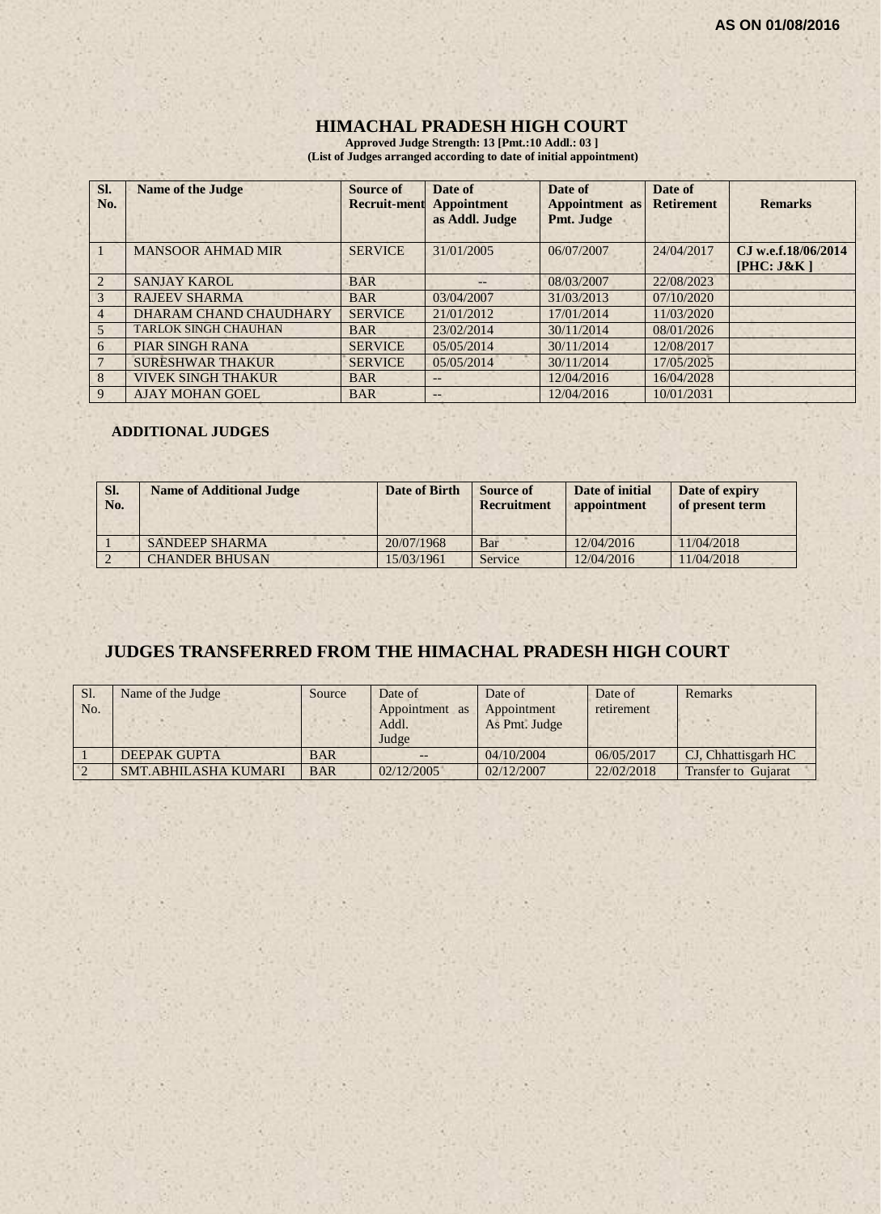AS ON 01/08/2016

# HIMACHAL PRADESH HIGH COURT

**Approved Judge Strength: 13 [Pmt.:10 Addl.: 03 ]**
**(List of Judges arranged according to date of initial appointment)**

| Sl. No. | Name of the Judge | Source of Recruit-ment | Date of Appointment as Addl. Judge | Date of Appointment as Pmt. Judge | Date of Retirement | Remarks |
|---|---|---|---|---|---|---|
| 1 | MANSOOR AHMAD MIR | SERVICE | 31/01/2005 | 06/07/2007 | 24/04/2017 | CJ w.e.f.18/06/2014 [PHC: J&K ] |
| 2 | SANJAY KAROL | BAR | -- | 08/03/2007 | 22/08/2023 | |
| 3 | RAJEEV SHARMA | BAR | 03/04/2007 | 31/03/2013 | 07/10/2020 | |
| 4 | DHARAM CHAND CHAUDHARY | SERVICE | 21/01/2012 | 17/01/2014 | 11/03/2020 | |
| 5 | TARLOK SINGH CHAUHAN | BAR | 23/02/2014 | 30/11/2014 | 08/01/2026 | |
| 6 | PIAR SINGH RANA | SERVICE | 05/05/2014 | 30/11/2014 | 12/08/2017 | |
| 7 | SURESHWAR THAKUR | SERVICE | 05/05/2014 | 30/11/2014 | 17/05/2025 | |
| 8 | VIVEK SINGH THAKUR | BAR | -- | 12/04/2016 | 16/04/2028 | |
| 9 | AJAY MOHAN GOEL | BAR | -- | 12/04/2016 | 10/01/2031 | |

## ADDITIONAL JUDGES

| Sl. No. | Name of Additional Judge | Date of Birth | Source of Recruitment | Date of initial appointment | Date of expiry of present term |
|---|---|---|---|---|---|
| 1 | SANDEEP SHARMA | 20/07/1968 | Bar | 12/04/2016 | 11/04/2018 |
| 2 | CHANDER BHUSAN | 15/03/1961 | Service | 12/04/2016 | 11/04/2018 |

## JUDGES TRANSFERRED FROM THE HIMACHAL PRADESH HIGH COURT

| Sl. No. | Name of the Judge | Source | Date of Appointment as Addl. Judge | Date of Appointment As Pmt. Judge | Date of retirement | Remarks |
|---|---|---|---|---|---|---|
| 1 | DEEPAK GUPTA | BAR | -- | 04/10/2004 | 06/05/2017 | CJ, Chhattisgarh HC |
| 2 | SMT.ABHILASHA KUMARI | BAR | 02/12/2005 | 02/12/2007 | 22/02/2018 | Transfer to Gujarat |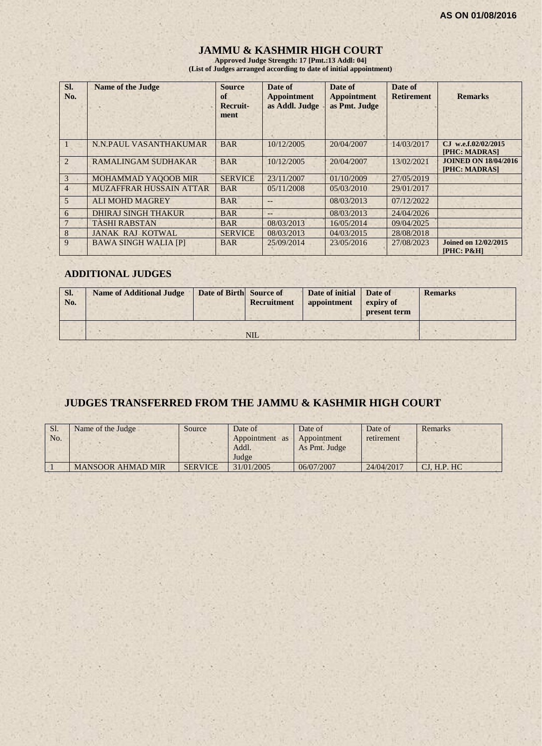AS ON 01/08/2016

# JAMMU & KASHMIR HIGH COURT

**Approved Judge Strength: 17 [Pmt.:13 Addl: 04]**
**(List of Judges arranged according to date of initial appointment)**

| Sl. No. | Name of the Judge | Source of Recruit-ment | Date of Appointment as Addl. Judge | Date of Appointment as Pmt. Judge | Date of Retirement | Remarks |
|---|---|---|---|---|---|---|
| 1 | N.N.PAUL VASANTHAKUMAR | BAR | 10/12/2005 | 20/04/2007 | 14/03/2017 | CJ w.e.f.02/02/2015 [PHC: MADRAS] |
| 2 | RAMALINGAM SUDHAKAR | BAR | 10/12/2005 | 20/04/2007 | 13/02/2021 | JOINED ON 18/04/2016 [PHC: MADRAS] |
| 3 | MOHAMMAD YAQOOB MIR | SERVICE | 23/11/2007 | 01/10/2009 | 27/05/2019 | |
| 4 | MUZAFFRAR HUSSAIN ATTAR | BAR | 05/11/2008 | 05/03/2010 | 29/01/2017 | |
| 5 | ALI MOHD MAGREY | BAR | -- | 08/03/2013 | 07/12/2022 | |
| 6 | DHIRAJ SINGH THAKUR | BAR | -- | 08/03/2013 | 24/04/2026 | |
| 7 | TASHI RABSTAN | BAR | 08/03/2013 | 16/05/2014 | 09/04/2025 | |
| 8 | JANAK RAJ KOTWAL | SERVICE | 08/03/2013 | 04/03/2015 | 28/08/2018 | |
| 9 | BAWA SINGH WALIA [P] | BAR | 25/09/2014 | 23/05/2016 | 27/08/2023 | Joined on 12/02/2015 [PHC: P&H] |

## ADDITIONAL JUDGES

| Sl. No. | Name of Additional Judge | Date of Birth | Source of Recruitment | Date of initial appointment | Date of expiry of present term | Remarks |
|---|---|---|---|---|---|---|
| | NIL | | | | | |

## JUDGES TRANSFERRED FROM THE JAMMU & KASHMIR HIGH COURT

| Sl. No. | Name of the Judge | Source | Date of Appointment as Addl. Judge | Date of Appointment As Pmt. Judge | Date of retirement | Remarks |
|---|---|---|---|---|---|---|
| 1 | MANSOOR AHMAD MIR | SERVICE | 31/01/2005 | 06/07/2007 | 24/04/2017 | CJ, H.P. HC |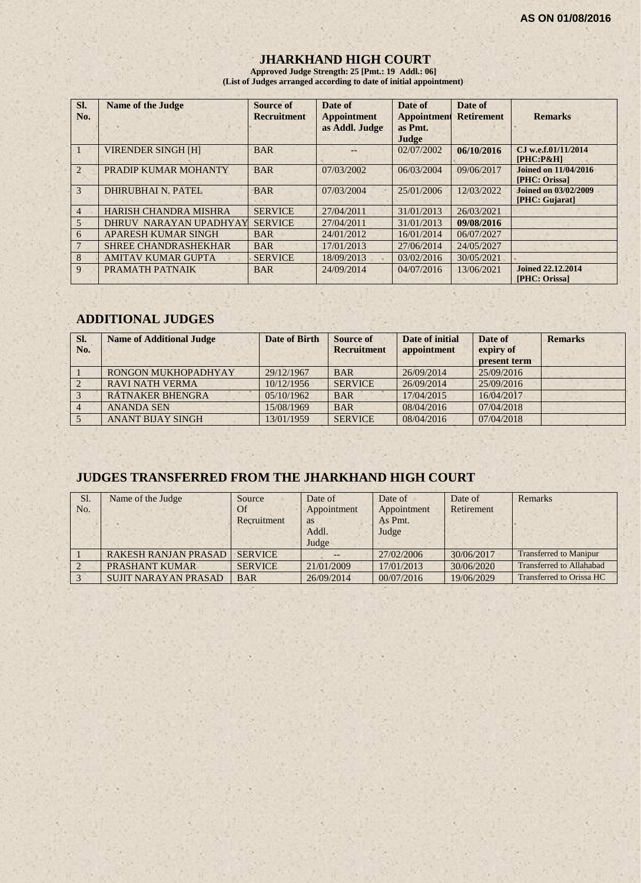AS ON 01/08/2016

# JHARKHAND HIGH COURT

**Approved Judge Strength: 25 [Pmt.: 19 Addl.: 06]**
**(List of Judges arranged according to date of initial appointment)**

| Sl. No. | Name of the Judge | Source of Recruitment | Date of Appointment as Addl. Judge | Date of Appointment as Pmt. Judge | Date of Retirement | Remarks |
|---|---|---|---|---|---|---|
| 1 | VIRENDER SINGH [H] | BAR | -- | 02/07/2002 | **06/10/2016** | **CJ w.e.f.01/11/2014 [PHC:P&H]** |
| 2 | PRADIP KUMAR MOHANTY | BAR | 07/03/2002 | 06/03/2004 | 09/06/2017 | **Joined on 11/04/2016 [PHC: Orissa]** |
| 3 | DHIRUBHAI N. PATEL | BAR | 07/03/2004 | 25/01/2006 | 12/03/2022 | **Joined on 03/02/2009 [PHC: Gujarat]** |
| 4 | HARISH CHANDRA MISHRA | SERVICE | 27/04/2011 | 31/01/2013 | 26/03/2021 | |
| 5 | DHRUV NARAYAN UPADHYAY | SERVICE | 27/04/2011 | 31/01/2013 | **09/08/2016** | |
| 6 | APARESH KUMAR SINGH | BAR | 24/01/2012 | 16/01/2014 | 06/07/2027 | |
| 7 | SHREE CHANDRASHEKHAR | BAR | 17/01/2013 | 27/06/2014 | 24/05/2027 | |
| 8 | AMITAV KUMAR GUPTA | SERVICE | 18/09/2013 | 03/02/2016 | 30/05/2021 | |
| 9 | PRAMATH PATNAIK | BAR | 24/09/2014 | 04/07/2016 | 13/06/2021 | **Joined 22.12.2014 [PHC: Orissa]** |

## ADDITIONAL JUDGES

| Sl. No. | Name of Additional Judge | Date of Birth | Source of Recruitment | Date of initial appointment | Date of expiry of present term | Remarks |
|---|---|---|---|---|---|---|
| 1 | RONGON MUKHOPADHYAY | 29/12/1967 | BAR | 26/09/2014 | 25/09/2016 | |
| 2 | RAVI NATH VERMA | 10/12/1956 | SERVICE | 26/09/2014 | 25/09/2016 | |
| 3 | RATNAKER BHENGRA | 05/10/1962 | BAR | 17/04/2015 | 16/04/2017 | |
| 4 | ANANDA SEN | 15/08/1969 | BAR | 08/04/2016 | 07/04/2018 | |
| 5 | ANANT BIJAY SINGH | 13/01/1959 | SERVICE | 08/04/2016 | 07/04/2018 | |

## JUDGES TRANSFERRED FROM THE JHARKHAND HIGH COURT

| Sl. No. | Name of the Judge | Source Of Recruitment | Date of Appointment as Addl. Judge | Date of Appointment As Pmt. Judge | Date of Retirement | Remarks |
|---|---|---|---|---|---|---|
| 1 | RAKESH RANJAN PRASAD | SERVICE | -- | 27/02/2006 | 30/06/2017 | Transferred to Manipur |
| 2 | PRASHANT KUMAR | SERVICE | 21/01/2009 | 17/01/2013 | 30/06/2020 | Transferred to Allahabad |
| 3 | SUJIT NARAYAN PRASAD | BAR | 26/09/2014 | 00/07/2016 | 19/06/2029 | Transferred to Orissa HC |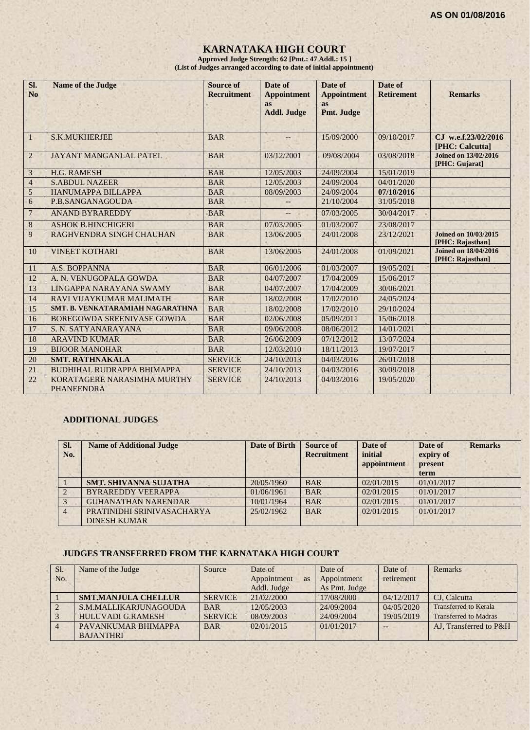AS ON 01/08/2016

# KARNATAKA HIGH COURT

**Approved Judge Strength: 62 [Pmt.: 47 Addl.: 15 ]**
**(List of Judges arranged according to date of initial appointment)**

| Sl. No | Name of the Judge | Source of Recruitment | Date of Appointment as Addl. Judge | Date of Appointment as Pmt. Judge | Date of Retirement | Remarks |
|---|---|---|---|---|---|---|
| 1 | S.K.MUKHERJEE | BAR | -- | 15/09/2000 | 09/10/2017 | CJ w.e.f.23/02/2016 [PHC: Calcutta] |
| 2 | JAYANT MANGANLAL PATEL | BAR | 03/12/2001 | 09/08/2004 | 03/08/2018 | Joined on 13/02/2016 [PHC: Gujarat] |
| 3 | H.G. RAMESH | BAR | 12/05/2003 | 24/09/2004 | 15/01/2019 | |
| 4 | S.ABDUL NAZEER | BAR | 12/05/2003 | 24/09/2004 | 04/01/2020 | |
| 5 | HANUMAPPA BILLAPPA | BAR | 08/09/2003 | 24/09/2004 | **07/10/2016** | |
| 6 | P.B.SANGANAGOUDA | BAR | -- | 21/10/2004 | 31/05/2018 | |
| 7 | ANAND BYRAREDDY | BAR | -- | 07/03/2005 | 30/04/2017 | |
| 8 | ASHOK B.HINCHIGERI | BAR | 07/03/2005 | 01/03/2007 | 23/08/2017 | |
| 9 | RAGHVENDRA SINGH CHAUHAN | BAR | 13/06/2005 | 24/01/2008 | 23/12/2021 | Joined on 10/03/2015 [PHC: Rajasthan] |
| 10 | VINEET KOTHARI | BAR | 13/06/2005 | 24/01/2008 | 01/09/2021 | Joined on 18/04/2016 [PHC: Rajasthan] |
| 11 | A.S. BOPPANNA | BAR | 06/01/2006 | 01/03/2007 | 19/05/2021 | |
| 12 | A. N. VENUGOPALA GOWDA | BAR | 04/07/2007 | 17/04/2009 | 15/06/2017 | |
| 13 | LINGAPPA NARAYANA SWAMY | BAR | 04/07/2007 | 17/04/2009 | 30/06/2021 | |
| 14 | RAVI VIJAYKUMAR MALIMATH | BAR | 18/02/2008 | 17/02/2010 | 24/05/2024 | |
| 15 | SMT. B. VENKATARAMIAH NAGARATHNA | BAR | 18/02/2008 | 17/02/2010 | 29/10/2024 | |
| 16 | BOREGOWDA SREENIVASE GOWDA | BAR | 02/06/2008 | 05/09/2011 | 15/06/2018 | |
| 17 | S. N. SATYANARAYANA | BAR | 09/06/2008 | 08/06/2012 | 14/01/2021 | |
| 18 | ARAVIND KUMAR | BAR | 26/06/2009 | 07/12/2012 | 13/07/2024 | |
| 19 | BIJOOR MANOHAR | BAR | 12/03/2010 | 18/11/2013 | 19/07/2017 | |
| 20 | **SMT. RATHNAKALA** | SERVICE | 24/10/2013 | 04/03/2016 | 26/01/2018 | |
| 21 | BUDHIHAL RUDRAPPA BHIMAPPA | SERVICE | 24/10/2013 | 04/03/2016 | 30/09/2018 | |
| 22 | KORATAGERE NARASIMHA MURTHY PHANEENDRA | SERVICE | 24/10/2013 | 04/03/2016 | 19/05/2020 | |

## ADDITIONAL JUDGES

| Sl. No. | Name of Additional Judge | Date of Birth | Source of Recruitment | Date of initial appointment | Date of expiry of present term | Remarks |
|---|---|---|---|---|---|---|
| 1 | **SMT. SHIVANNA SUJATHA** | 20/05/1960 | BAR | 02/01/2015 | 01/01/2017 | |
| 2 | BYRAREDDY VEERAPPA | 01/06/1961 | BAR | 02/01/2015 | 01/01/2017 | |
| 3 | GUHANATHAN NARENDAR | 10/01/1964 | BAR | 02/01/2015 | 01/01/2017 | |
| 4 | PRATINIDHI SRINIVASACHARYA DINESH KUMAR | 25/02/1962 | BAR | 02/01/2015 | 01/01/2017 | |

## JUDGES TRANSFERRED FROM THE KARNATAKA HIGH COURT

| Sl. No. | Name of the Judge | Source | Date of Appointment as Addl. Judge | Date of Appointment As Pmt. Judge | Date of retirement | Remarks |
|---|---|---|---|---|---|---|
| 1 | **SMT.MANJULA CHELLUR** | SERVICE | 21/02/2000 | 17/08/2000 | 04/12/2017 | CJ, Calcutta |
| 2 | S.M.MALLIKARJUNAGOUDA | BAR | 12/05/2003 | 24/09/2004 | 04/05/2020 | Transferred to Kerala |
| 3 | HULUVADI G.RAMESH | SERVICE | 08/09/2003 | 24/09/2004 | 19/05/2019 | Transferred to Madras |
| 4 | PAVANKUMAR BHIMAPPA BAJANTHRI | BAR | 02/01/2015 | 01/01/2017 | -- | AJ, Transferred to P&H |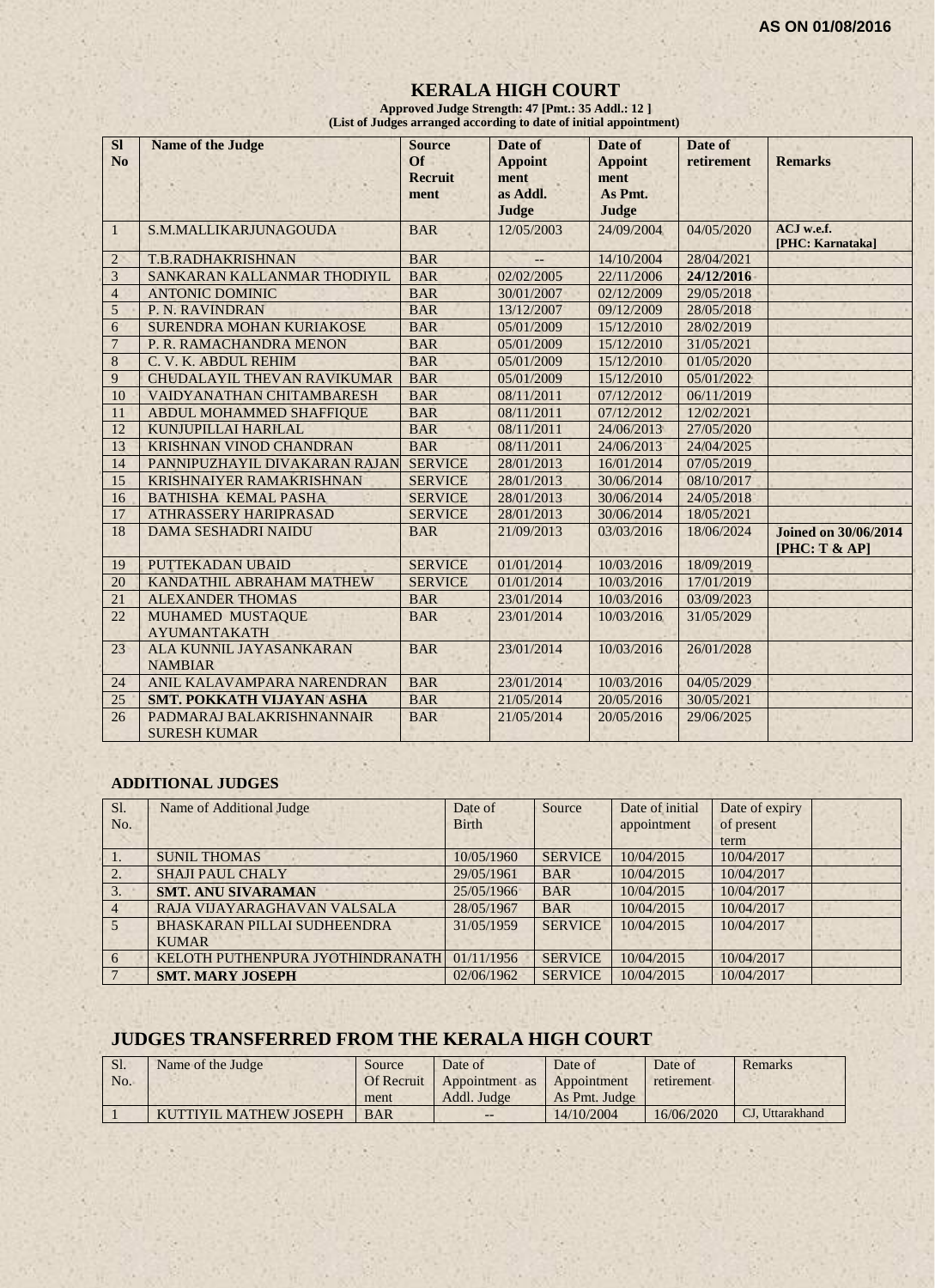AS ON 01/08/2016

# KERALA HIGH COURT

**Approved Judge Strength: 47 [Pmt.: 35 Addl.: 12 ]**
**(List of Judges arranged according to date of initial appointment)**

| Sl No | Name of the Judge | Source Of Recruit ment | Date of Appoint ment as Addl. Judge | Date of Appoint ment As Pmt. Judge | Date of retirement | Remarks |
|---|---|---|---|---|---|---|
| 1 | S.M.MALLIKARJUNAGOUDA | BAR | 12/05/2003 | 24/09/2004 | 04/05/2020 | ACJ w.e.f. [PHC: Karnataka] |
| 2 | T.B.RADHAKRISHNAN | BAR | -- | 14/10/2004 | 28/04/2021 | |
| 3 | SANKARAN KALLANMAR THODIYIL | BAR | 02/02/2005 | 22/11/2006 | **24/12/2016** | |
| 4 | ANTONIC DOMINIC | BAR | 30/01/2007 | 02/12/2009 | 29/05/2018 | |
| 5 | P. N. RAVINDRAN | BAR | 13/12/2007 | 09/12/2009 | 28/05/2018 | |
| 6 | SURENDRA MOHAN KURIAKOSE | BAR | 05/01/2009 | 15/12/2010 | 28/02/2019 | |
| 7 | P. R. RAMACHANDRA MENON | BAR | 05/01/2009 | 15/12/2010 | 31/05/2021 | |
| 8 | C. V. K. ABDUL REHIM | BAR | 05/01/2009 | 15/12/2010 | 01/05/2020 | |
| 9 | CHUDALAYIL THEVAN RAVIKUMAR | BAR | 05/01/2009 | 15/12/2010 | 05/01/2022 | |
| 10 | VAIDYANATHAN CHITAMBARESH | BAR | 08/11/2011 | 07/12/2012 | 06/11/2019 | |
| 11 | ABDUL MOHAMMED SHAFFIQUE | BAR | 08/11/2011 | 07/12/2012 | 12/02/2021 | |
| 12 | KUNJUPILLAI HARILAL | BAR | 08/11/2011 | 24/06/2013 | 27/05/2020 | |
| 13 | KRISHNAN VINOD CHANDRAN | BAR | 08/11/2011 | 24/06/2013 | 24/04/2025 | |
| 14 | PANNIPUZHAYIL DIVAKARAN RAJAN | SERVICE | 28/01/2013 | 16/01/2014 | 07/05/2019 | |
| 15 | KRISHNAIYER RAMAKRISHNAN | SERVICE | 28/01/2013 | 30/06/2014 | 08/10/2017 | |
| 16 | BATHISHA KEMAL PASHA | SERVICE | 28/01/2013 | 30/06/2014 | 24/05/2018 | |
| 17 | ATHRASSERY HARIPRASAD | SERVICE | 28/01/2013 | 30/06/2014 | 18/05/2021 | |
| 18 | DAMA SESHADRI NAIDU | BAR | 21/09/2013 | 03/03/2016 | 18/06/2024 | **Joined on 30/06/2014 [PHC: T & AP]** |
| 19 | PUTTEKADAN UBAID | SERVICE | 01/01/2014 | 10/03/2016 | 18/09/2019 | |
| 20 | KANDATHIL ABRAHAM MATHEW | SERVICE | 01/01/2014 | 10/03/2016 | 17/01/2019 | |
| 21 | ALEXANDER THOMAS | BAR | 23/01/2014 | 10/03/2016 | 03/09/2023 | |
| 22 | MUHAMED MUSTAQUE AYUMANTAKATH | BAR | 23/01/2014 | 10/03/2016 | 31/05/2029 | |
| 23 | ALA KUNNIL JAYASANKARAN NAMBIAR | BAR | 23/01/2014 | 10/03/2016 | 26/01/2028 | |
| 24 | ANIL KALAVAMPARA NARENDRAN | BAR | 23/01/2014 | 10/03/2016 | 04/05/2029 | |
| 25 | **SMT. POKKATH VIJAYAN ASHA** | BAR | 21/05/2014 | 20/05/2016 | 30/05/2021 | |
| 26 | PADMARAJ BALAKRISHNANNAIR SURESH KUMAR | BAR | 21/05/2014 | 20/05/2016 | 29/06/2025 | |

## ADDITIONAL JUDGES

| Sl. No. | Name of Additional Judge | Date of Birth | Source | Date of initial appointment | Date of expiry of present term | |
|---|---|---|---|---|---|---|
| 1. | SUNIL THOMAS | 10/05/1960 | SERVICE | 10/04/2015 | 10/04/2017 | |
| 2. | SHAJI PAUL CHALY | 29/05/1961 | BAR | 10/04/2015 | 10/04/2017 | |
| 3. | **SMT. ANU SIVARAMAN** | 25/05/1966 | BAR | 10/04/2015 | 10/04/2017 | |
| 4 | RAJA VIJAYARAGHAVAN VALSALA | 28/05/1967 | BAR | 10/04/2015 | 10/04/2017 | |
| 5 | BHASKARAN PILLAI SUDHEENDRA KUMAR | 31/05/1959 | SERVICE | 10/04/2015 | 10/04/2017 | |
| 6 | KELOTH PUTHENPURA JYOTHINDRANATH | 01/11/1956 | SERVICE | 10/04/2015 | 10/04/2017 | |
| 7 | **SMT. MARY JOSEPH** | 02/06/1962 | SERVICE | 10/04/2015 | 10/04/2017 | |

## JUDGES TRANSFERRED FROM THE KERALA HIGH COURT

| Sl. No. | Name of the Judge | Source Of Recruit ment | Date of Appointment as Addl. Judge | Date of Appointment As Pmt. Judge | Date of retirement | Remarks |
|---|---|---|---|---|---|---|
| 1 | KUTTIYIL MATHEW JOSEPH | BAR | -- | 14/10/2004 | 16/06/2020 | CJ, Uttarakhand |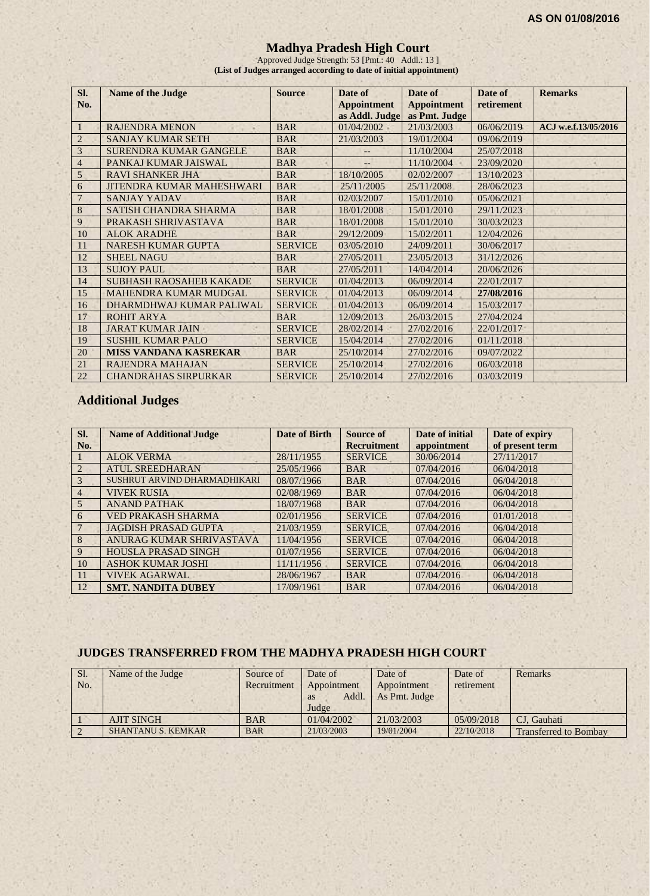**AS ON 01/08/2016**

# Madhya Pradesh High Court

Approved Judge Strength: 53 [Pmt.: 40 Addl.: 13 ]

**(List of Judges arranged according to date of initial appointment)**

| Sl. No. | Name of the Judge | Source | Date of Appointment as Addl. Judge | Date of Appointment as Pmt. Judge | Date of retirement | Remarks |
|---|---|---|---|---|---|---|
| 1 | RAJENDRA MENON | BAR | 01/04/2002 | 21/03/2003 | 06/06/2019 | ACJ w.e.f.13/05/2016 |
| 2 | SANJAY KUMAR SETH | BAR | 21/03/2003 | 19/01/2004 | 09/06/2019 | |
| 3 | SURENDRA KUMAR GANGELE | BAR | -- | 11/10/2004 | 25/07/2018 | |
| 4 | PANKAJ KUMAR JAISWAL | BAR | -- | 11/10/2004 | 23/09/2020 | |
| 5 | RAVI SHANKER JHA | BAR | 18/10/2005 | 02/02/2007 | 13/10/2023 | |
| 6 | JITENDRA KUMAR MAHESHWARI | BAR | 25/11/2005 | 25/11/2008 | 28/06/2023 | |
| 7 | SANJAY YADAV | BAR | 02/03/2007 | 15/01/2010 | 05/06/2021 | |
| 8 | SATISH CHANDRA SHARMA | BAR | 18/01/2008 | 15/01/2010 | 29/11/2023 | |
| 9 | PRAKASH SHRIVASTAVA | BAR | 18/01/2008 | 15/01/2010 | 30/03/2023 | |
| 10 | ALOK ARADHE | BAR | 29/12/2009 | 15/02/2011 | 12/04/2026 | |
| 11 | NARESH KUMAR GUPTA | SERVICE | 03/05/2010 | 24/09/2011 | 30/06/2017 | |
| 12 | SHEEL NAGU | BAR | 27/05/2011 | 23/05/2013 | 31/12/2026 | |
| 13 | SUJOY PAUL | BAR | 27/05/2011 | 14/04/2014 | 20/06/2026 | |
| 14 | SUBHASH RAOSAHEB KAKADE | SERVICE | 01/04/2013 | 06/09/2014 | 22/01/2017 | |
| 15 | MAHENDRA KUMAR MUDGAL | SERVICE | 01/04/2013 | 06/09/2014 | **27/08/2016** | |
| 16 | DHARMDHWAJ KUMAR PALIWAL | SERVICE | 01/04/2013 | 06/09/2014 | 15/03/2017 | |
| 17 | ROHIT ARYA | BAR | 12/09/2013 | 26/03/2015 | 27/04/2024 | |
| 18 | JARAT KUMAR JAIN | SERVICE | 28/02/2014 | 27/02/2016 | 22/01/2017 | |
| 19 | SUSHIL KUMAR PALO | SERVICE | 15/04/2014 | 27/02/2016 | 01/11/2018 | |
| 20 | **MISS VANDANA KASREKAR** | BAR | 25/10/2014 | 27/02/2016 | 09/07/2022 | |
| 21 | RAJENDRA MAHAJAN | SERVICE | 25/10/2014 | 27/02/2016 | 06/03/2018 | |
| 22 | CHANDRAHAS SIRPURKAR | SERVICE | 25/10/2014 | 27/02/2016 | 03/03/2019 | |

## Additional Judges

| Sl. No. | Name of Additional Judge | Date of Birth | Source of Recruitment | Date of initial appointment | Date of expiry of present term |
|---|---|---|---|---|---|
| 1 | ALOK VERMA | 28/11/1955 | SERVICE | 30/06/2014 | 27/11/2017 |
| 2 | ATUL SREEDHARAN | 25/05/1966 | BAR | 07/04/2016 | 06/04/2018 |
| 3 | SUSHRUT ARVIND DHARMADHIKARI | 08/07/1966 | BAR | 07/04/2016 | 06/04/2018 |
| 4 | VIVEK RUSIA | 02/08/1969 | BAR | 07/04/2016 | 06/04/2018 |
| 5 | ANAND PATHAK | 18/07/1968 | BAR | 07/04/2016 | 06/04/2018 |
| 6 | VED PRAKASH SHARMA | 02/01/1956 | SERVICE | 07/04/2016 | 01/01/2018 |
| 7 | JAGDISH PRASAD GUPTA | 21/03/1959 | SERVICE | 07/04/2016 | 06/04/2018 |
| 8 | ANURAG KUMAR SHRIVASTAVA | 11/04/1956 | SERVICE | 07/04/2016 | 06/04/2018 |
| 9 | HOUSLA PRASAD SINGH | 01/07/1956 | SERVICE | 07/04/2016 | 06/04/2018 |
| 10 | ASHOK KUMAR JOSHI | 11/11/1956 | SERVICE | 07/04/2016 | 06/04/2018 |
| 11 | VIVEK AGARWAL | 28/06/1967 | BAR | 07/04/2016 | 06/04/2018 |
| 12 | **SMT. NANDITA DUBEY** | 17/09/1961 | BAR | 07/04/2016 | 06/04/2018 |

## JUDGES TRANSFERRED FROM THE MADHYA PRADESH HIGH COURT

| Sl. No. | Name of the Judge | Source of Recruitment | Date of Appointment as Addl. Judge | Date of Appointment As Pmt. Judge | Date of retirement | Remarks |
|---|---|---|---|---|---|---|
| 1 | AJIT SINGH | BAR | 01/04/2002 | 21/03/2003 | 05/09/2018 | CJ, Gauhati |
| 2 | SHANTANU S. KEMKAR | BAR | 21/03/2003 | 19/01/2004 | 22/10/2018 | Transferred to Bombay |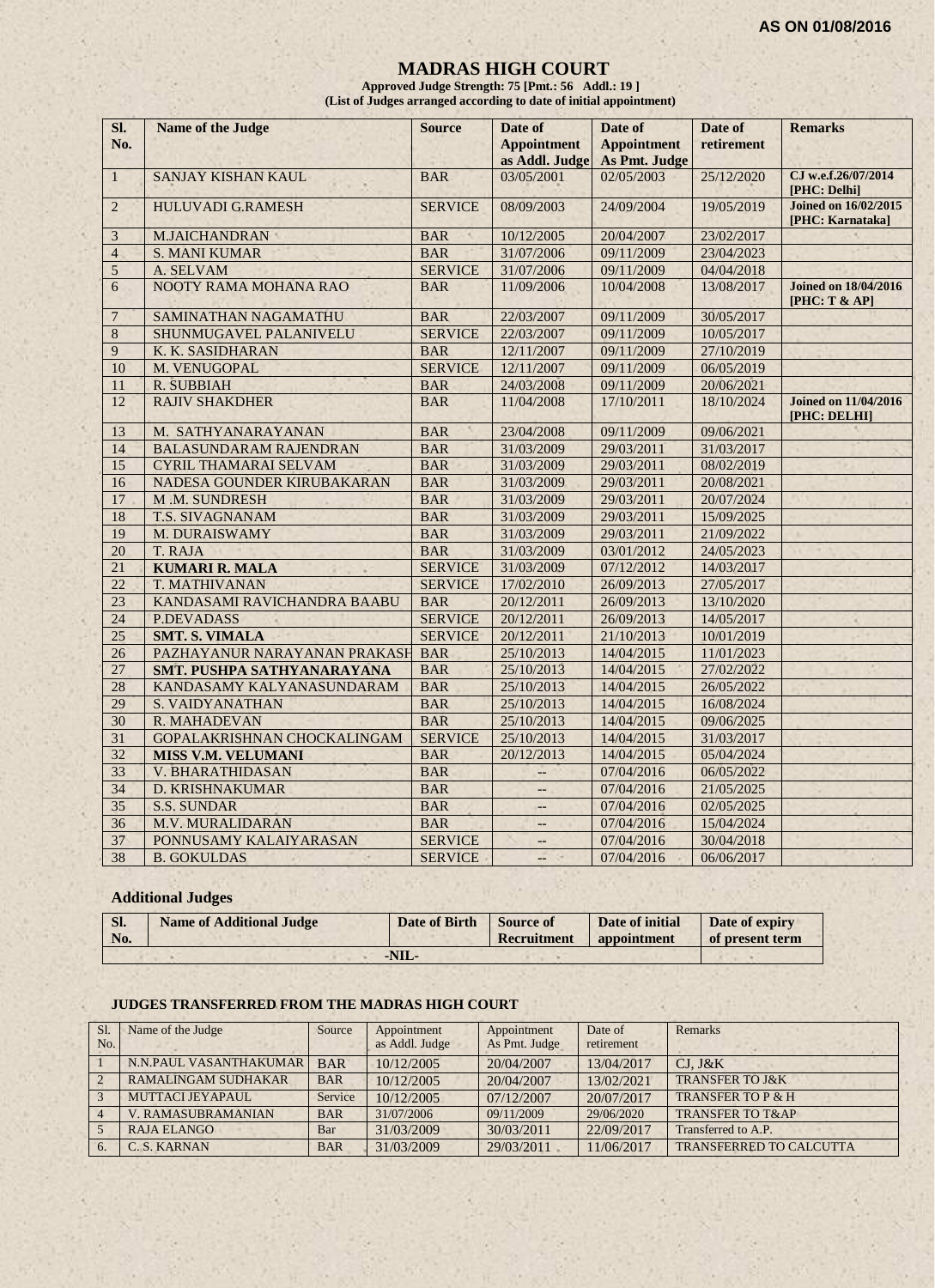**AS ON 01/08/2016**

# MADRAS HIGH COURT

**Approved Judge Strength: 75 [Pmt.: 56 Addl.: 19 ]**
**(List of Judges arranged according to date of initial appointment)**

| Sl. No. | Name of the Judge | Source | Date of Appointment as Addl. Judge | Date of Appointment As Pmt. Judge | Date of retirement | Remarks |
|---|---|---|---|---|---|---|
| 1 | SANJAY KISHAN KAUL | BAR | 03/05/2001 | 02/05/2003 | 25/12/2020 | **CJ w.e.f.26/07/2014 [PHC: Delhi]** |
| 2 | HULUVADI G.RAMESH | SERVICE | 08/09/2003 | 24/09/2004 | 19/05/2019 | **Joined on 16/02/2015 [PHC: Karnataka]** |
| 3 | M.JAICHANDRAN | BAR | 10/12/2005 | 20/04/2007 | 23/02/2017 | |
| 4 | S. MANI KUMAR | BAR | 31/07/2006 | 09/11/2009 | 23/04/2023 | |
| 5 | A. SELVAM | SERVICE | 31/07/2006 | 09/11/2009 | 04/04/2018 | |
| 6 | NOOTY RAMA MOHANA RAO | BAR | 11/09/2006 | 10/04/2008 | 13/08/2017 | **Joined on 18/04/2016 [PHC: T & AP]** |
| 7 | SAMINATHAN NAGAMATHU | BAR | 22/03/2007 | 09/11/2009 | 30/05/2017 | |
| 8 | SHUNMUGAVEL PALANIVELU | SERVICE | 22/03/2007 | 09/11/2009 | 10/05/2017 | |
| 9 | K. K. SASIDHARAN | BAR | 12/11/2007 | 09/11/2009 | 27/10/2019 | |
| 10 | M. VENUGOPAL | SERVICE | 12/11/2007 | 09/11/2009 | 06/05/2019 | |
| 11 | R. SUBBIAH | BAR | 24/03/2008 | 09/11/2009 | 20/06/2021 | |
| 12 | RAJIV SHAKDHER | BAR | 11/04/2008 | 17/10/2011 | 18/10/2024 | **Joined on 11/04/2016 [PHC: DELHI]** |
| 13 | M. SATHYANARAYANAN | BAR | 23/04/2008 | 09/11/2009 | 09/06/2021 | |
| 14 | BALASUNDARAM RAJENDRAN | BAR | 31/03/2009 | 29/03/2011 | 31/03/2017 | |
| 15 | CYRIL THAMARAI SELVAM | BAR | 31/03/2009 | 29/03/2011 | 08/02/2019 | |
| 16 | NADESA GOUNDER KIRUBAKARAN | BAR | 31/03/2009 | 29/03/2011 | 20/08/2021 | |
| 17 | M .M. SUNDRESH | BAR | 31/03/2009 | 29/03/2011 | 20/07/2024 | |
| 18 | T.S. SIVAGNANAM | BAR | 31/03/2009 | 29/03/2011 | 15/09/2025 | |
| 19 | M. DURAISWAMY | BAR | 31/03/2009 | 29/03/2011 | 21/09/2022 | |
| 20 | T. RAJA | BAR | 31/03/2009 | 03/01/2012 | 24/05/2023 | |
| 21 | **KUMARI R. MALA** | SERVICE | 31/03/2009 | 07/12/2012 | 14/03/2017 | |
| 22 | T. MATHIVANAN | SERVICE | 17/02/2010 | 26/09/2013 | 27/05/2017 | |
| 23 | KANDASAMI RAVICHANDRA BAABU | BAR | 20/12/2011 | 26/09/2013 | 13/10/2020 | |
| 24 | P.DEVADASS | SERVICE | 20/12/2011 | 26/09/2013 | 14/05/2017 | |
| 25 | **SMT. S. VIMALA** | SERVICE | 20/12/2011 | 21/10/2013 | 10/01/2019 | |
| 26 | PAZHAYANUR NARAYANAN PRAKASH | BAR | 25/10/2013 | 14/04/2015 | 11/01/2023 | |
| 27 | **SMT. PUSHPA SATHYANARAYANA** | BAR | 25/10/2013 | 14/04/2015 | 27/02/2022 | |
| 28 | KANDASAMY KALYANASUNDARAM | BAR | 25/10/2013 | 14/04/2015 | 26/05/2022 | |
| 29 | S. VAIDYANATHAN | BAR | 25/10/2013 | 14/04/2015 | 16/08/2024 | |
| 30 | R. MAHADEVAN | BAR | 25/10/2013 | 14/04/2015 | 09/06/2025 | |
| 31 | GOPALAKRISHNAN CHOCKALINGAM | SERVICE | 25/10/2013 | 14/04/2015 | 31/03/2017 | |
| 32 | **MISS V.M. VELUMANI** | BAR | 20/12/2013 | 14/04/2015 | 05/04/2024 | |
| 33 | V. BHARATHIDASAN | BAR | -- | 07/04/2016 | 06/05/2022 | |
| 34 | D. KRISHNAKUMAR | BAR | -- | 07/04/2016 | 21/05/2025 | |
| 35 | S.S. SUNDAR | BAR | -- | 07/04/2016 | 02/05/2025 | |
| 36 | M.V. MURALIDARAN | BAR | -- | 07/04/2016 | 15/04/2024 | |
| 37 | PONNUSAMY KALAIYARASAN | SERVICE | -- | 07/04/2016 | 30/04/2018 | |
| 38 | B. GOKULDAS | SERVICE | -- | 07/04/2016 | 06/06/2017 | |

## Additional Judges

| Sl. No. | Name of Additional Judge | Date of Birth | Source of Recruitment | Date of initial appointment | Date of expiry of present term |
|---|---|---|---|---|---|
| -NIL- | | | | | |

### JUDGES TRANSFERRED FROM THE MADRAS HIGH COURT

| Sl. No. | Name of the Judge | Source | Appointment as Addl. Judge | Appointment As Pmt. Judge | Date of retirement | Remarks |
|---|---|---|---|---|---|---|
| 1 | N.N.PAUL VASANTHAKUMAR | BAR | 10/12/2005 | 20/04/2007 | 13/04/2017 | CJ, J&K |
| 2 | RAMALINGAM SUDHAKAR | BAR | 10/12/2005 | 20/04/2007 | 13/02/2021 | TRANSFER TO J&K |
| 3 | MUTTACI JEYAPAUL | Service | 10/12/2005 | 07/12/2007 | 20/07/2017 | TRANSFER TO P & H |
| 4 | V. RAMASUBRAMANIAN | BAR | 31/07/2006 | 09/11/2009 | 29/06/2020 | TRANSFER TO T&AP |
| 5 | RAJA ELANGO | Bar | 31/03/2009 | 30/03/2011 | 22/09/2017 | Transferred to A.P. |
| 6. | C. S. KARNAN | BAR | 31/03/2009 | 29/03/2011 | 11/06/2017 | TRANSFERRED TO CALCUTTA |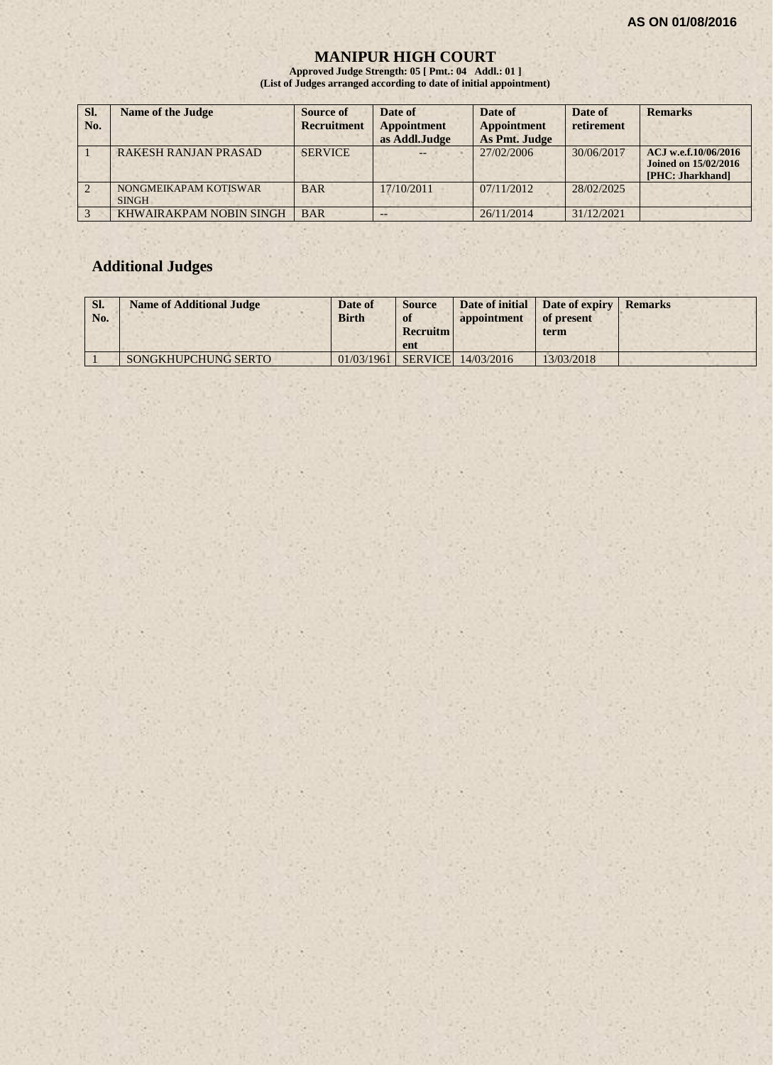AS ON 01/08/2016

# MANIPUR HIGH COURT

**Approved Judge Strength: 05 [ Pmt.: 04 Addl.: 01 ]**
**(List of Judges arranged according to date of initial appointment)**

| Sl. No. | Name of the Judge | Source of Recruitment | Date of Appointment as Addl.Judge | Date of Appointment As Pmt. Judge | Date of retirement | Remarks |
|---|---|---|---|---|---|---|
| 1 | RAKESH RANJAN PRASAD | SERVICE | -- | 27/02/2006 | 30/06/2017 | ACJ w.e.f.10/06/2016 Joined on 15/02/2016 [PHC: Jharkhand] |
| 2 | NONGMEIKAPAM KOTISWAR SINGH | BAR | 17/10/2011 | 07/11/2012 | 28/02/2025 | |
| 3 | KHWAIRAKPAM NOBIN SINGH | BAR | -- | 26/11/2014 | 31/12/2021 | |

## Additional Judges

| Sl. No. | Name of Additional Judge | Date of Birth | Source of Recruitment | Date of initial appointment | Date of expiry of present term | Remarks |
|---|---|---|---|---|---|---|
| 1 | SONGKHUPCHUNG SERTO | 01/03/1961 | SERVICE | 14/03/2016 | 13/03/2018 | |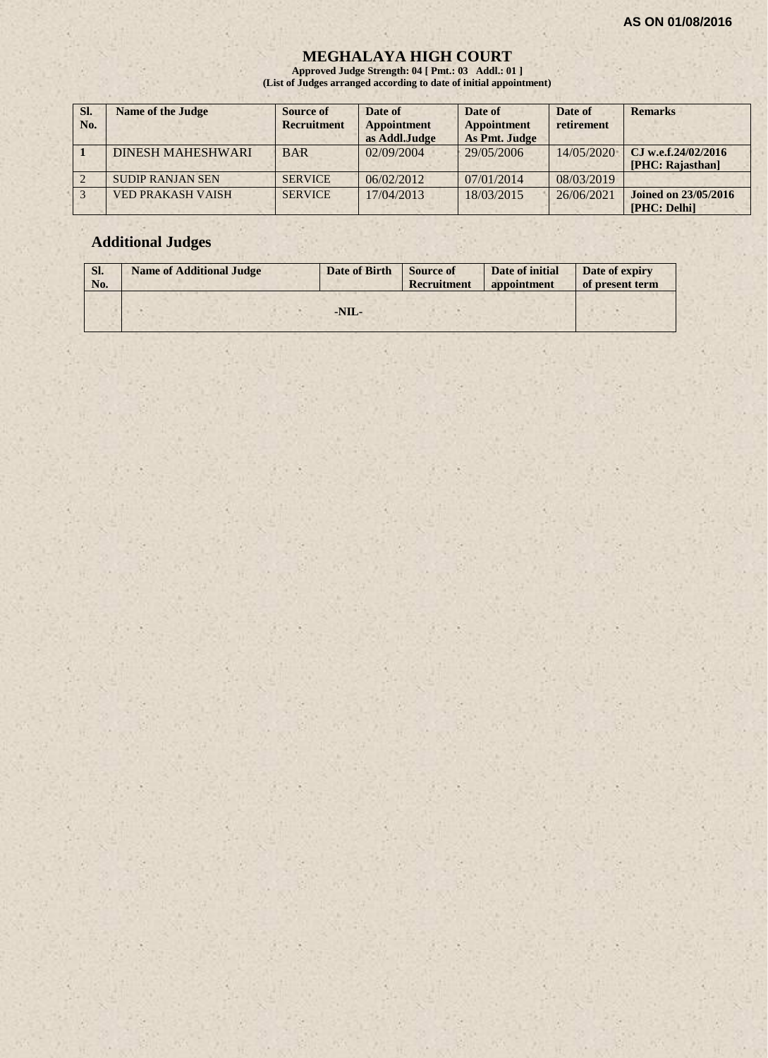**AS ON 01/08/2016**

# MEGHALAYA HIGH COURT

**Approved Judge Strength: 04 [ Pmt.: 03 Addl.: 01 ]**
**(List of Judges arranged according to date of initial appointment)**

| Sl. No. | Name of the Judge | Source of Recruitment | Date of Appointment as Addl.Judge | Date of Appointment As Pmt. Judge | Date of retirement | Remarks |
|---|---|---|---|---|---|---|
| 1 | DINESH MAHESHWARI | BAR | 02/09/2004 | 29/05/2006 | 14/05/2020 | CJ w.e.f.24/02/2016 [PHC: Rajasthan] |
| 2 | SUDIP RANJAN SEN | SERVICE | 06/02/2012 | 07/01/2014 | 08/03/2019 | |
| 3 | VED PRAKASH VAISH | SERVICE | 17/04/2013 | 18/03/2015 | 26/06/2021 | Joined on 23/05/2016 [PHC: Delhi] |

## Additional Judges

| Sl. No. | Name of Additional Judge | Date of Birth | Source of Recruitment | Date of initial appointment | Date of expiry of present term |
|---|---|---|---|---|---|
| | -NIL- | | | | |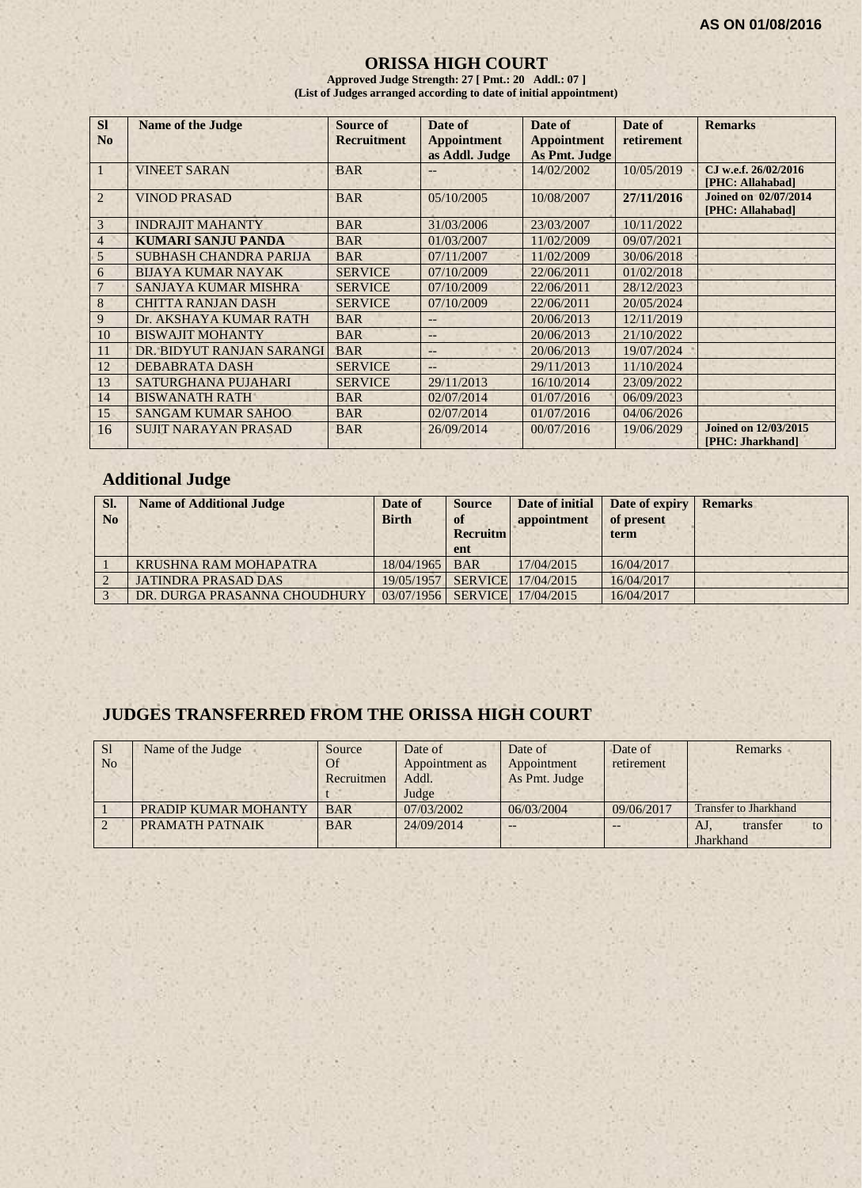**AS ON 01/08/2016**

# ORISSA HIGH COURT

**Approved Judge Strength: 27 [ Pmt.: 20 Addl.: 07 ]**
**(List of Judges arranged according to date of initial appointment)**

| Sl No | Name of the Judge | Source of Recruitment | Date of Appointment as Addl. Judge | Date of Appointment As Pmt. Judge | Date of retirement | Remarks |
|---|---|---|---|---|---|---|
| 1 | VINEET SARAN | BAR | -- | 14/02/2002 | 10/05/2019 | CJ w.e.f. 26/02/2016 [PHC: Allahabad] |
| 2 | VINOD PRASAD | BAR | 05/10/2005 | 10/08/2007 | **27/11/2016** | **Joined on 02/07/2014 [PHC: Allahabad]** |
| 3 | INDRAJIT MAHANTY | BAR | 31/03/2006 | 23/03/2007 | 10/11/2022 | |
| 4 | **KUMARI SANJU PANDA** | BAR | 01/03/2007 | 11/02/2009 | 09/07/2021 | |
| 5 | SUBHASH CHANDRA PARIJA | BAR | 07/11/2007 | 11/02/2009 | 30/06/2018 | |
| 6 | BIJAYA KUMAR NAYAK | SERVICE | 07/10/2009 | 22/06/2011 | 01/02/2018 | |
| 7 | SANJAYA KUMAR MISHRA | SERVICE | 07/10/2009 | 22/06/2011 | 28/12/2023 | |
| 8 | CHITTA RANJAN DASH | SERVICE | 07/10/2009 | 22/06/2011 | 20/05/2024 | |
| 9 | Dr. AKSHAYA KUMAR RATH | BAR | -- | 20/06/2013 | 12/11/2019 | |
| 10 | BISWAJIT MOHANTY | BAR | -- | 20/06/2013 | 21/10/2022 | |
| 11 | DR. BIDYUT RANJAN SARANGI | BAR | -- | 20/06/2013 | 19/07/2024 | |
| 12 | DEBABRATA DASH | SERVICE | -- | 29/11/2013 | 11/10/2024 | |
| 13 | SATURGHANA PUJAHARI | SERVICE | 29/11/2013 | 16/10/2014 | 23/09/2022 | |
| 14 | BISWANATH RATH | BAR | 02/07/2014 | 01/07/2016 | 06/09/2023 | |
| 15 | SANGAM KUMAR SAHOO | BAR | 02/07/2014 | 01/07/2016 | 04/06/2026 | |
| 16 | SUJIT NARAYAN PRASAD | BAR | 26/09/2014 | 00/07/2016 | 19/06/2029 | **Joined on 12/03/2015 [PHC: Jharkhand]** |

## Additional Judge

| Sl. No | Name of Additional Judge | Date of Birth | Source of Recruitment | Date of initial appointment | Date of expiry of present term | Remarks |
|---|---|---|---|---|---|---|
| 1 | KRUSHNA RAM MOHAPATRA | 18/04/1965 | BAR | 17/04/2015 | 16/04/2017 | |
| 2 | JATINDRA PRASAD DAS | 19/05/1957 | SERVICE | 17/04/2015 | 16/04/2017 | |
| 3 | DR. DURGA PRASANNA CHOUDHURY | 03/07/1956 | SERVICE | 17/04/2015 | 16/04/2017 | |

## JUDGES TRANSFERRED FROM THE ORISSA HIGH COURT

| Sl No | Name of the Judge | Source Of Recruitment | Date of Appointment as Addl. Judge | Date of Appointment As Pmt. Judge | Date of retirement | Remarks |
|---|---|---|---|---|---|---|
| 1 | PRADIP KUMAR MOHANTY | BAR | 07/03/2002 | 06/03/2004 | 09/06/2017 | Transfer to Jharkhand |
| 2 | PRAMATH PATNAIK | BAR | 24/09/2014 | -- | -- | AJ, transfer to Jharkhand |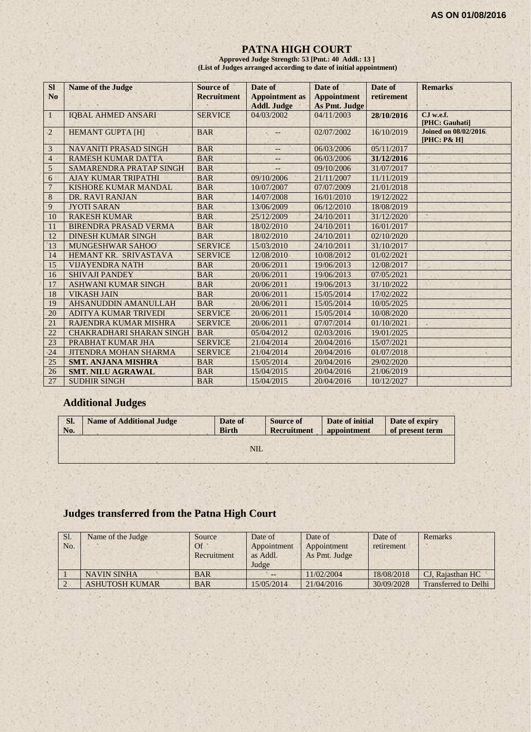AS ON 01/08/2016

# PATNA HIGH COURT

**Approved Judge Strength: 53 [Pmt.: 40 Addl.: 13 ]**
**(List of Judges arranged according to date of initial appointment)**

| Sl No | Name of the Judge | Source of Recruitment | Date of Appointment as Addl. Judge | Date of Appointment As Pmt. Judge | Date of retirement | Remarks |
|---|---|---|---|---|---|---|
| 1 | IQBAL AHMED ANSARI | SERVICE | 04/03/2002 | 04/11/2003 | **28/10/2016** | **CJ w.e.f. [PHC: Gauhati]** |
| 2 | HEMANT GUPTA [H] | BAR | -- | 02/07/2002 | 16/10/2019 | **Joined on 08/02/2016 [PHC: P& H]** |
| 3 | NAVANITI PRASAD SINGH | BAR | -- | 06/03/2006 | 05/11/2017 | |
| 4 | RAMESH KUMAR DATTA | BAR | -- | 06/03/2006 | **31/12/2016** | |
| 5 | SAMARENDRA PRATAP SINGH | BAR | -- | 09/10/2006 | 31/07/2017 | |
| 6 | AJAY KUMAR TRIPATHI | BAR | 09/10/2006 | 21/11/2007 | 11/11/2019 | |
| 7 | KISHORE KUMAR MANDAL | BAR | 10/07/2007 | 07/07/2009 | 21/01/2018 | |
| 8 | DR. RAVI RANJAN | BAR | 14/07/2008 | 16/01/2010 | 19/12/2022 | |
| 9 | JYOTI SARAN | BAR | 13/06/2009 | 06/12/2010 | 18/08/2019 | |
| 10 | RAKESH KUMAR | BAR | 25/12/2009 | 24/10/2011 | 31/12/2020 | |
| 11 | BIRENDRA PRASAD VERMA | BAR | 18/02/2010 | 24/10/2011 | 16/01/2017 | |
| 12 | DINESH KUMAR SINGH | BAR | 18/02/2010 | 24/10/2011 | 02/10/2020 | |
| 13 | MUNGESHWAR SAHOO | SERVICE | 15/03/2010 | 24/10/2011 | 31/10/2017 | |
| 14 | HEMANT KR. SRIVASTAVA | SERVICE | 12/08/2010 | 10/08/2012 | 01/02/2021 | |
| 15 | VIJAYENDRA NATH | BAR | 20/06/2011 | 19/06/2013 | 12/08/2017 | |
| 16 | SHIVAJI PANDEY | BAR | 20/06/2011 | 19/06/2013 | 07/05/2021 | |
| 17 | ASHWANI KUMAR SINGH | BAR | 20/06/2011 | 19/06/2013 | 31/10/2022 | |
| 18 | VIKASH JAIN | BAR | 20/06/2011 | 15/05/2014 | 17/02/2022 | |
| 19 | AHSANUDDIN AMANULLAH | BAR | 20/06/2011 | 15/05/2014 | 10/05/2025 | |
| 20 | ADITYA KUMAR TRIVEDI | SERVICE | 20/06/2011 | 15/05/2014 | 10/08/2020 | |
| 21 | RAJENDRA KUMAR MISHRA | SERVICE | 20/06/2011 | 07/07/2014 | 01/10/2021 | |
| 22 | CHAKRADHARI SHARAN SINGH | BAR | 05/04/2012 | 02/03/2016 | 19/01/2025 | |
| 23 | PRABHAT KUMAR JHA | SERVICE | 21/04/2014 | 20/04/2016 | 15/07/2021 | |
| 24 | JITENDRA MOHAN SHARMA | SERVICE | 21/04/2014 | 20/04/2016 | 01/07/2018 | |
| 25 | **SMT. ANJANA MISHRA** | BAR | 15/05/2014 | 20/04/2016 | 29/02/2020 | |
| 26 | **SMT. NILU AGRAWAL** | BAR | 15/04/2015 | 20/04/2016 | 21/06/2019 | |
| 27 | SUDHIR SINGH | BAR | 15/04/2015 | 20/04/2016 | 10/12/2027 | |

## Additional Judges

| Sl. No. | Name of Additional Judge | Date of Birth | Source of Recruitment | Date of initial appointment | Date of expiry of present term |
|---|---|---|---|---|---|
| | | | NIL | | |

## Judges transferred from the Patna High Court

| Sl. No. | Name of the Judge | Source Of Recruitment | Date of Appointment as Addl. Judge | Date of Appointment As Pmt. Judge | Date of retirement | Remarks |
|---|---|---|---|---|---|---|
| 1 | NAVIN SINHA | BAR | -- | 11/02/2004 | 18/08/2018 | CJ, Rajasthan HC |
| 2 | ASHUTOSH KUMAR | BAR | 15/05/2014 | 21/04/2016 | 30/09/2028 | Transferred to Delhi |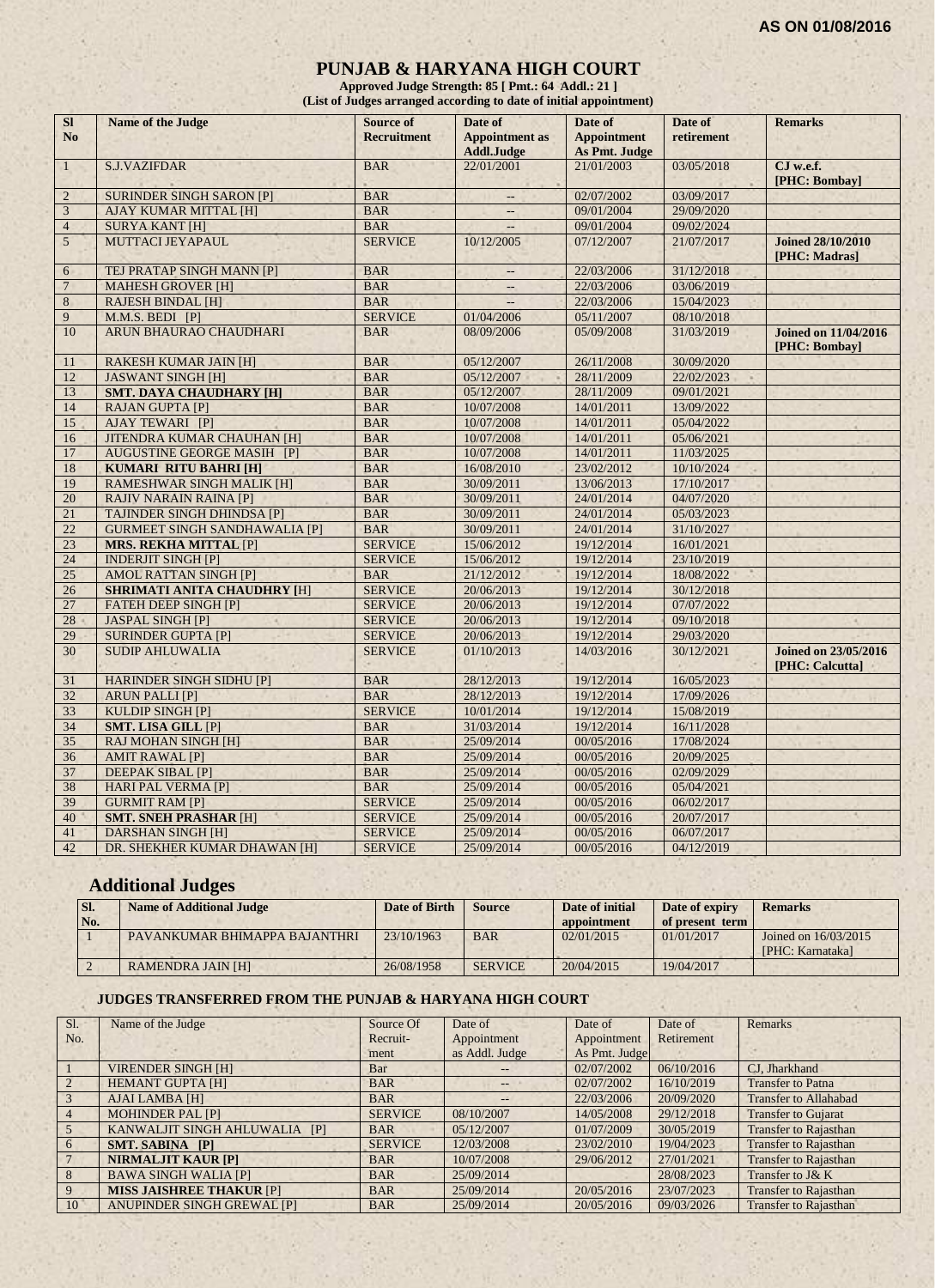**AS ON 01/08/2016**

# PUNJAB & HARYANA HIGH COURT

**Approved Judge Strength: 85 [ Pmt.: 64 Addl.: 21 ]**
**(List of Judges arranged according to date of initial appointment)**

| Sl No | Name of the Judge | Source of Recruitment | Date of Appointment as Addl.Judge | Date of Appointment As Pmt. Judge | Date of retirement | Remarks |
|---|---|---|---|---|---|---|
| 1 | S.J.VAZIFDAR | BAR | 22/01/2001 | 21/01/2003 | 03/05/2018 | **CJ w.e.f. [PHC: Bombay]** |
| 2 | SURINDER SINGH SARON [P] | BAR | -- | 02/07/2002 | 03/09/2017 | |
| 3 | AJAY KUMAR MITTAL [H] | BAR | -- | 09/01/2004 | 29/09/2020 | |
| 4 | SURYA KANT [H] | BAR | -- | 09/01/2004 | 09/02/2024 | |
| 5 | MUTTACI JEYAPAUL | SERVICE | 10/12/2005 | 07/12/2007 | 21/07/2017 | **Joined 28/10/2010 [PHC: Madras]** |
| 6 | TEJ PRATAP SINGH MANN [P] | BAR | -- | 22/03/2006 | 31/12/2018 | |
| 7 | MAHESH GROVER [H] | BAR | -- | 22/03/2006 | 03/06/2019 | |
| 8 | RAJESH BINDAL [H] | BAR | -- | 22/03/2006 | 15/04/2023 | |
| 9 | M.M.S. BEDI [P] | SERVICE | 01/04/2006 | 05/11/2007 | 08/10/2018 | |
| 10 | ARUN BHAURAO CHAUDHARI | BAR | 08/09/2006 | 05/09/2008 | 31/03/2019 | **Joined on 11/04/2016 [PHC: Bombay]** |
| 11 | RAKESH KUMAR JAIN [H] | BAR | 05/12/2007 | 26/11/2008 | 30/09/2020 | |
| 12 | JASWANT SINGH [H] | BAR | 05/12/2007 | 28/11/2009 | 22/02/2023 | |
| 13 | **SMT. DAYA CHAUDHARY [H]** | BAR | 05/12/2007 | 28/11/2009 | 09/01/2021 | |
| 14 | RAJAN GUPTA [P] | BAR | 10/07/2008 | 14/01/2011 | 13/09/2022 | |
| 15 | AJAY TEWARI [P] | BAR | 10/07/2008 | 14/01/2011 | 05/04/2022 | |
| 16 | JITENDRA KUMAR CHAUHAN [H] | BAR | 10/07/2008 | 14/01/2011 | 05/06/2021 | |
| 17 | AUGUSTINE GEORGE MASIH [P] | BAR | 10/07/2008 | 14/01/2011 | 11/03/2025 | |
| 18 | **KUMARI RITU BAHRI [H]** | BAR | 16/08/2010 | 23/02/2012 | 10/10/2024 | |
| 19 | RAMESHWAR SINGH MALIK [H] | BAR | 30/09/2011 | 13/06/2013 | 17/10/2017 | |
| 20 | RAJIV NARAIN RAINA [P] | BAR | 30/09/2011 | 24/01/2014 | 04/07/2020 | |
| 21 | TAJINDER SINGH DHINDSA [P] | BAR | 30/09/2011 | 24/01/2014 | 05/03/2023 | |
| 22 | GURMEET SINGH SANDHAWALIA [P] | BAR | 30/09/2011 | 24/01/2014 | 31/10/2027 | |
| 23 | **MRS. REKHA MITTAL** [P] | SERVICE | 15/06/2012 | 19/12/2014 | 16/01/2021 | |
| 24 | INDERJIT SINGH [P] | SERVICE | 15/06/2012 | 19/12/2014 | 23/10/2019 | |
| 25 | AMOL RATTAN SINGH [P] | BAR | 21/12/2012 | 19/12/2014 | 18/08/2022 | |
| 26 | **SHRIMATI ANITA CHAUDHRY [**H] | SERVICE | 20/06/2013 | 19/12/2014 | 30/12/2018 | |
| 27 | FATEH DEEP SINGH [P] | SERVICE | 20/06/2013 | 19/12/2014 | 07/07/2022 | |
| 28 | JASPAL SINGH [P] | SERVICE | 20/06/2013 | 19/12/2014 | 09/10/2018 | |
| 29 | SURINDER GUPTA [P] | SERVICE | 20/06/2013 | 19/12/2014 | 29/03/2020 | |
| 30 | SUDIP AHLUWALIA | SERVICE | 01/10/2013 | 14/03/2016 | 30/12/2021 | **Joined on 23/05/2016 [PHC: Calcutta]** |
| 31 | HARINDER SINGH SIDHU [P] | BAR | 28/12/2013 | 19/12/2014 | 16/05/2023 | |
| 32 | ARUN PALLI [P] | BAR | 28/12/2013 | 19/12/2014 | 17/09/2026 | |
| 33 | KULDIP SINGH [P] | SERVICE | 10/01/2014 | 19/12/2014 | 15/08/2019 | |
| 34 | **SMT. LISA GILL** [P] | BAR | 31/03/2014 | 19/12/2014 | 16/11/2028 | |
| 35 | RAJ MOHAN SINGH [H] | BAR | 25/09/2014 | 00/05/2016 | 17/08/2024 | |
| 36 | AMIT RAWAL [P] | BAR | 25/09/2014 | 00/05/2016 | 20/09/2025 | |
| 37 | DEEPAK SIBAL [P] | BAR | 25/09/2014 | 00/05/2016 | 02/09/2029 | |
| 38 | HARI PAL VERMA [P] | BAR | 25/09/2014 | 00/05/2016 | 05/04/2021 | |
| 39 | GURMIT RAM [P] | SERVICE | 25/09/2014 | 00/05/2016 | 06/02/2017 | |
| 40 | **SMT. SNEH PRASHAR** [H] | SERVICE | 25/09/2014 | 00/05/2016 | 20/07/2017 | |
| 41 | DARSHAN SINGH [H] | SERVICE | 25/09/2014 | 00/05/2016 | 06/07/2017 | |
| 42 | DR. SHEKHER KUMAR DHAWAN [H] | SERVICE | 25/09/2014 | 00/05/2016 | 04/12/2019 | |

## Additional Judges

| Sl. No. | Name of Additional Judge | Date of Birth | Source | Date of initial appointment | Date of expiry of present term | Remarks |
|---|---|---|---|---|---|---|
| 1 | PAVANKUMAR BHIMAPPA BAJANTHRI | 23/10/1963 | BAR | 02/01/2015 | 01/01/2017 | Joined on 16/03/2015 [PHC: Karnataka] |
| 2 | RAMENDRA JAIN [H] | 26/08/1958 | SERVICE | 20/04/2015 | 19/04/2017 | |

### JUDGES TRANSFERRED FROM THE PUNJAB & HARYANA HIGH COURT

| Sl. No. | Name of the Judge | Source Of Recruit-ment | Date of Appointment as Addl. Judge | Date of Appointment As Pmt. Judge | Date of Retirement | Remarks |
|---|---|---|---|---|---|---|
| 1 | VIRENDER SINGH [H] | Bar | -- | 02/07/2002 | 06/10/2016 | CJ, Jharkhand |
| 2 | HEMANT GUPTA [H] | BAR | -- | 02/07/2002 | 16/10/2019 | Transfer to Patna |
| 3 | AJAI LAMBA [H] | BAR | -- | 22/03/2006 | 20/09/2020 | Transfer to Allahabad |
| 4 | MOHINDER PAL [P] | SERVICE | 08/10/2007 | 14/05/2008 | 29/12/2018 | Transfer to Gujarat |
| 5 | KANWALJIT SINGH AHLUWALIA [P] | BAR | 05/12/2007 | 01/07/2009 | 30/05/2019 | Transfer to Rajasthan |
| 6 | **SMT. SABINA [P]** | SERVICE | 12/03/2008 | 23/02/2010 | 19/04/2023 | Transfer to Rajasthan |
| 7 | **NIRMALJIT KAUR [P]** | BAR | 10/07/2008 | 29/06/2012 | 27/01/2021 | Transfer to Rajasthan |
| 8 | BAWA SINGH WALIA [P] | BAR | 25/09/2014 | | 28/08/2023 | Transfer to J& K |
| 9 | **MISS JAISHREE THAKUR** [P] | BAR | 25/09/2014 | 20/05/2016 | 23/07/2023 | Transfer to Rajasthan |
| 10 | ANUPINDER SINGH GREWAL [P] | BAR | 25/09/2014 | 20/05/2016 | 09/03/2026 | Transfer to Rajasthan |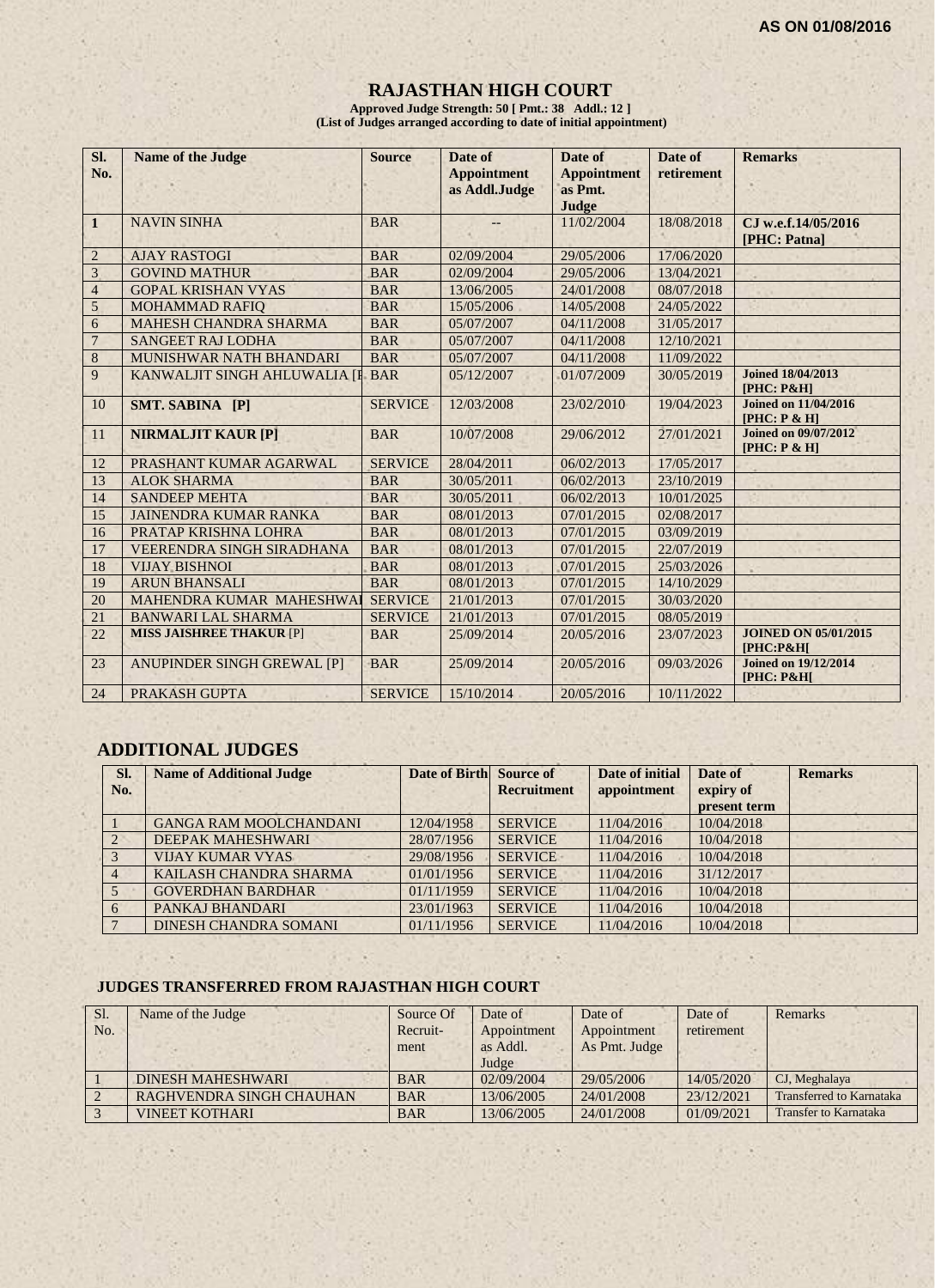**AS ON 01/08/2016**

# RAJASTHAN HIGH COURT

**Approved Judge Strength: 50 [ Pmt.: 38 Addl.: 12 ]**
**(List of Judges arranged according to date of initial appointment)**

| Sl. No. | Name of the Judge | Source | Date of Appointment as Addl.Judge | Date of Appointment as Pmt. Judge | Date of retirement | Remarks |
|---|---|---|---|---|---|---|
| **1** | NAVIN SINHA | BAR | -- | 11/02/2004 | 18/08/2018 | **CJ w.e.f.14/05/2016 [PHC: Patna]** |
| 2 | AJAY RASTOGI | BAR | 02/09/2004 | 29/05/2006 | 17/06/2020 | |
| 3 | GOVIND MATHUR | BAR | 02/09/2004 | 29/05/2006 | 13/04/2021 | |
| 4 | GOPAL KRISHAN VYAS | BAR | 13/06/2005 | 24/01/2008 | 08/07/2018 | |
| 5 | MOHAMMAD RAFIQ | BAR | 15/05/2006 | 14/05/2008 | 24/05/2022 | |
| 6 | MAHESH CHANDRA SHARMA | BAR | 05/07/2007 | 04/11/2008 | 31/05/2017 | |
| 7 | SANGEET RAJ LODHA | BAR | 05/07/2007 | 04/11/2008 | 12/10/2021 | |
| 8 | MUNISHWAR NATH BHANDARI | BAR | 05/07/2007 | 04/11/2008 | 11/09/2022 | |
| 9 | KANWALJIT SINGH AHLUWALIA [P | BAR | 05/12/2007 | 01/07/2009 | 30/05/2019 | **Joined 18/04/2013 [PHC: P&H]** |
| 10 | **SMT. SABINA [P]** | SERVICE | 12/03/2008 | 23/02/2010 | 19/04/2023 | **Joined on 11/04/2016 [PHC: P & H]** |
| 11 | **NIRMALJIT KAUR [P]** | BAR | 10/07/2008 | 29/06/2012 | 27/01/2021 | **Joined on 09/07/2012 [PHC: P & H]** |
| 12 | PRASHANT KUMAR AGARWAL | SERVICE | 28/04/2011 | 06/02/2013 | 17/05/2017 | |
| 13 | ALOK SHARMA | BAR | 30/05/2011 | 06/02/2013 | 23/10/2019 | |
| 14 | SANDEEP MEHTA | BAR | 30/05/2011 | 06/02/2013 | 10/01/2025 | |
| 15 | JAINENDRA KUMAR RANKA | BAR | 08/01/2013 | 07/01/2015 | 02/08/2017 | |
| 16 | PRATAP KRISHNA LOHRA | BAR | 08/01/2013 | 07/01/2015 | 03/09/2019 | |
| 17 | VEERENDRA SINGH SIRADHANA | BAR | 08/01/2013 | 07/01/2015 | 22/07/2019 | |
| 18 | VIJAY BISHNOI | BAR | 08/01/2013 | 07/01/2015 | 25/03/2026 | |
| 19 | ARUN BHANSALI | BAR | 08/01/2013 | 07/01/2015 | 14/10/2029 | |
| 20 | MAHENDRA KUMAR MAHESHWAI | SERVICE | 21/01/2013 | 07/01/2015 | 30/03/2020 | |
| 21 | BANWARI LAL SHARMA | SERVICE | 21/01/2013 | 07/01/2015 | 08/05/2019 | |
| 22 | **MISS JAISHREE THAKUR** [P] | BAR | 25/09/2014 | 20/05/2016 | 23/07/2023 | **JOINED ON 05/01/2015 [PHC:P&H[** |
| 23 | ANUPINDER SINGH GREWAL [P] | BAR | 25/09/2014 | 20/05/2016 | 09/03/2026 | **Joined on 19/12/2014 [PHC: P&H[** |
| 24 | PRAKASH GUPTA | SERVICE | 15/10/2014 | 20/05/2016 | 10/11/2022 | |

## ADDITIONAL JUDGES

| Sl. No. | Name of Additional Judge | Date of Birth | Source of Recruitment | Date of initial appointment | Date of expiry of present term | Remarks |
|---|---|---|---|---|---|---|
| 1 | GANGA RAM MOOLCHANDANI | 12/04/1958 | SERVICE | 11/04/2016 | 10/04/2018 | |
| 2 | DEEPAK MAHESHWARI | 28/07/1956 | SERVICE | 11/04/2016 | 10/04/2018 | |
| 3 | VIJAY KUMAR VYAS | 29/08/1956 | SERVICE | 11/04/2016 | 10/04/2018 | |
| 4 | KAILASH CHANDRA SHARMA | 01/01/1956 | SERVICE | 11/04/2016 | 31/12/2017 | |
| 5 | GOVERDHAN BARDHAR | 01/11/1959 | SERVICE | 11/04/2016 | 10/04/2018 | |
| 6 | PANKAJ BHANDARI | 23/01/1963 | SERVICE | 11/04/2016 | 10/04/2018 | |
| 7 | DINESH CHANDRA SOMANI | 01/11/1956 | SERVICE | 11/04/2016 | 10/04/2018 | |

### JUDGES TRANSFERRED FROM RAJASTHAN HIGH COURT

| Sl. No. | Name of the Judge | Source Of Recruit-ment | Date of Appointment as Addl. Judge | Date of Appointment As Pmt. Judge | Date of retirement | Remarks |
|---|---|---|---|---|---|---|
| 1 | DINESH MAHESHWARI | BAR | 02/09/2004 | 29/05/2006 | 14/05/2020 | CJ, Meghalaya |
| 2 | RAGHVENDRA SINGH CHAUHAN | BAR | 13/06/2005 | 24/01/2008 | 23/12/2021 | Transferred to Karnataka |
| 3 | VINEET KOTHARI | BAR | 13/06/2005 | 24/01/2008 | 01/09/2021 | Transfer to Karnataka |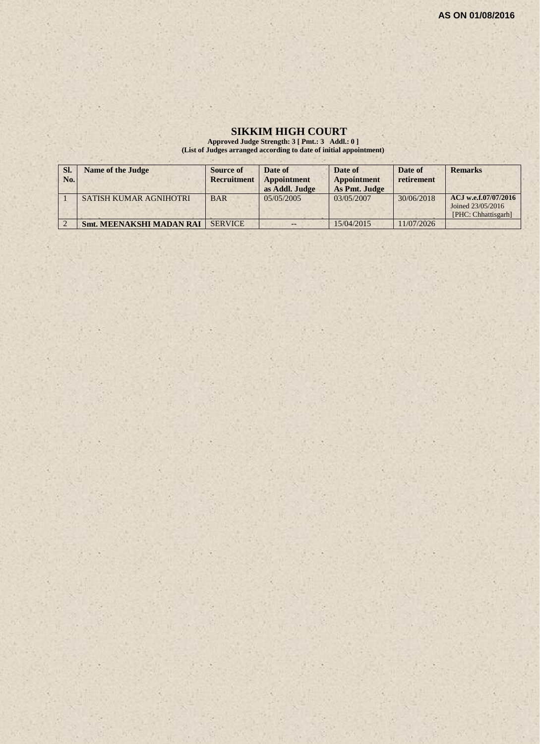AS ON 01/08/2016

# SIKKIM HIGH COURT

**Approved Judge Strength: 3 [ Pmt.: 3 Addl.: 0 ]**
**(List of Judges arranged according to date of initial appointment)**

| Sl. No. | Name of the Judge | Source of Recruitment | Date of Appointment as Addl. Judge | Date of Appointment As Pmt. Judge | Date of retirement | Remarks |
|---|---|---|---|---|---|---|
| 1 | SATISH KUMAR AGNIHOTRI | BAR | 05/05/2005 | 03/05/2007 | 30/06/2018 | **ACJ w.e.f.07/07/2016** Joined 23/05/2016 [PHC: Chhattisgarh] |
| 2 | **Smt. MEENAKSHI MADAN RAI** | SERVICE | -- | 15/04/2015 | 11/07/2026 | |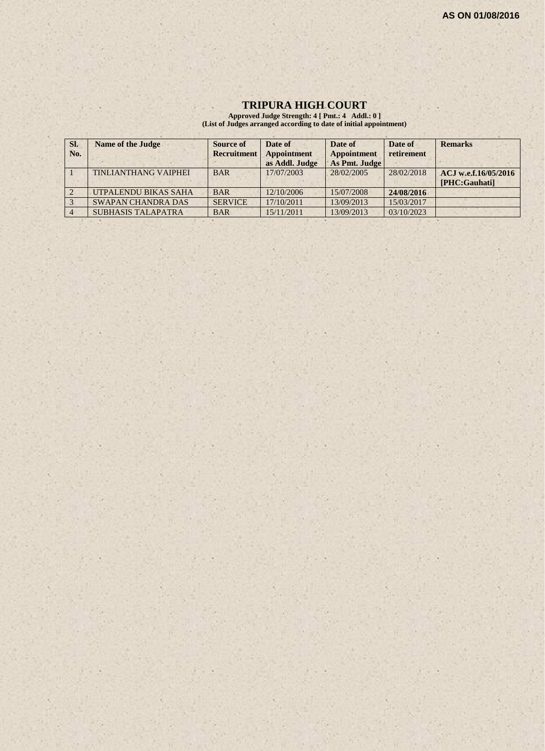AS ON 01/08/2016

# TRIPURA HIGH COURT

**Approved Judge Strength: 4 [ Pmt.: 4 Addl.: 0 ]**
**(List of Judges arranged according to date of initial appointment)**

| Sl. No. | Name of the Judge | Source of Recruitment | Date of Appointment as Addl. Judge | Date of Appointment As Pmt. Judge | Date of retirement | Remarks |
|---|---|---|---|---|---|---|
| 1 | TINLIANTHANG VAIPHEI | BAR | 17/07/2003 | 28/02/2005 | 28/02/2018 | **ACJ w.e.f.16/05/2016 [PHC:Gauhati]** |
| 2 | UTPALENDU BIKAS SAHA | BAR | 12/10/2006 | 15/07/2008 | **24/08/2016** | |
| 3 | SWAPAN CHANDRA DAS | SERVICE | 17/10/2011 | 13/09/2013 | 15/03/2017 | |
| 4 | SUBHASIS TALAPATRA | BAR | 15/11/2011 | 13/09/2013 | 03/10/2023 | |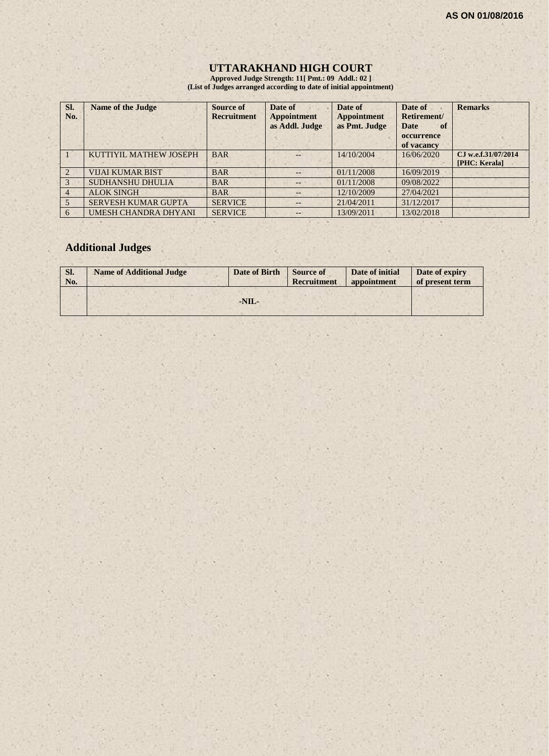AS ON 01/08/2016

# UTTARAKHAND HIGH COURT

**Approved Judge Strength: 11[ Pmt.: 09 Addl.: 02 ]**
**(List of Judges arranged according to date of initial appointment)**

| Sl. No. | Name of the Judge | Source of Recruitment | Date of Appointment as Addl. Judge | Date of Appointment as Pmt. Judge | Date of Retirement/ Date of occurrence of vacancy | Remarks |
|---|---|---|---|---|---|---|
| 1 | KUTTIYIL MATHEW JOSEPH | BAR | -- | 14/10/2004 | 16/06/2020 | CJ w.e.f.31/07/2014 [PHC: Kerala] |
| 2 | VIJAI KUMAR BIST | BAR | -- | 01/11/2008 | 16/09/2019 | |
| 3 | SUDHANSHU DHULIA | BAR | -- | 01/11/2008 | 09/08/2022 | |
| 4 | ALOK SINGH | BAR | -- | 12/10/2009 | 27/04/2021 | |
| 5 | SERVESH KUMAR GUPTA | SERVICE | -- | 21/04/2011 | 31/12/2017 | |
| 6 | UMESH CHANDRA DHYANI | SERVICE | -- | 13/09/2011 | 13/02/2018 | |

## Additional Judges

| Sl. No. | Name of Additional Judge | Date of Birth | Source of Recruitment | Date of initial appointment | Date of expiry of present term |
|---|---|---|---|---|---|
| | -NIL- | | | | |